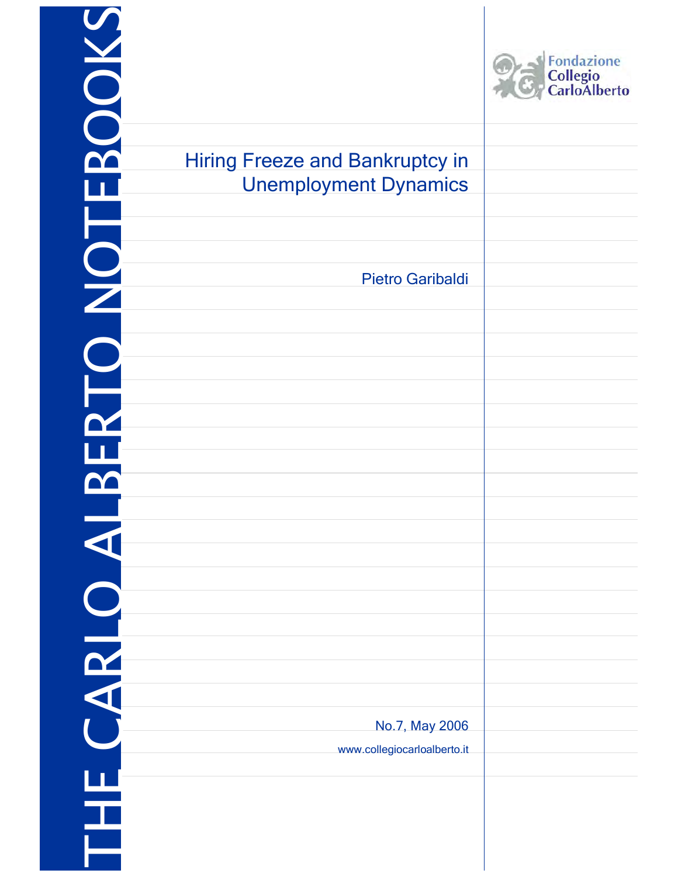THE CARLO ALBERTO NOTEBOOKS

Fondazione Collegio CarloAlberto

# Hiring Freeze and Bankruptcy in Unemployment Dynamics

Pietro Garibaldi

No.7, May 2006

www.collegiocarloalberto.it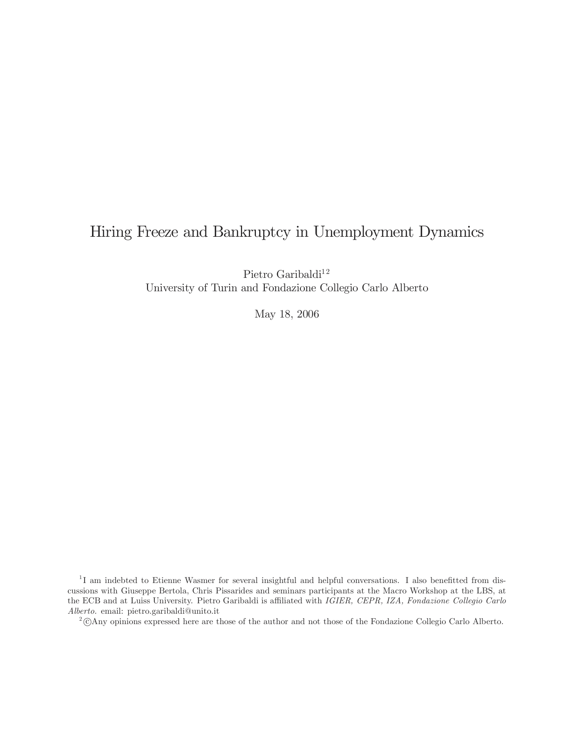# Hiring Freeze and Bankruptcy in Unemployment Dynamics

Pietro Garibaldi[1,2]
University of Turin and Fondazione Collegio Carlo Alberto

May 18, 2006

[1]I am indebted to Etienne Wasmer for several insightful and helpful conversations. I also benefitted from discussions with Giuseppe Bertola, Chris Pissarides and seminars participants at the Macro Workshop at the LBS, at the ECB and at Luiss University. Pietro Garibaldi is affiliated with *IGIER, CEPR, IZA, Fondazione Collegio Carlo Alberto*. email: pietro.garibaldi@unito.it

[2]©Any opinions expressed here are those of the author and not those of the Fondazione Collegio Carlo Alberto.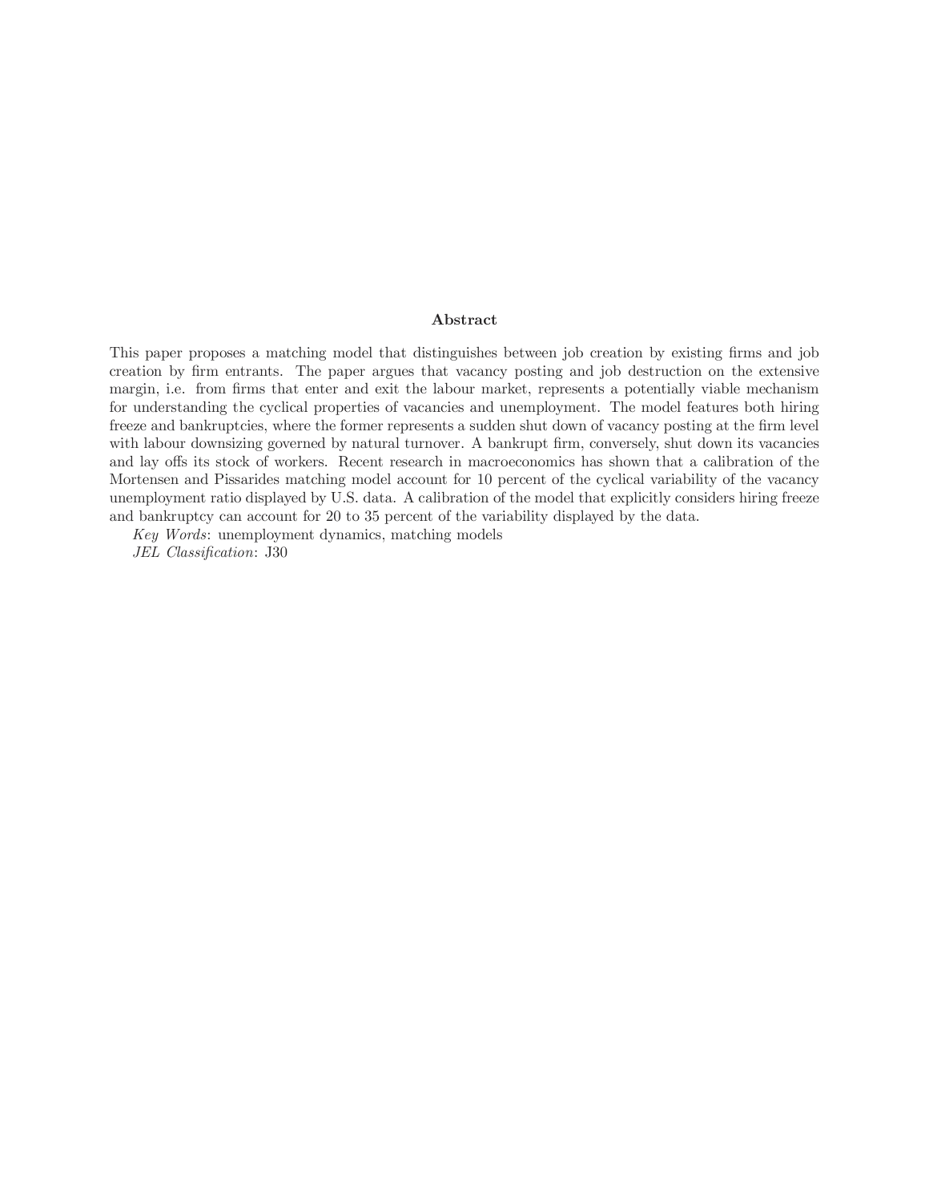## Abstract

This paper proposes a matching model that distinguishes between job creation by existing firms and job creation by firm entrants. The paper argues that vacancy posting and job destruction on the extensive margin, i.e. from firms that enter and exit the labour market, represents a potentially viable mechanism for understanding the cyclical properties of vacancies and unemployment. The model features both hiring freeze and bankruptcies, where the former represents a sudden shut down of vacancy posting at the firm level with labour downsizing governed by natural turnover. A bankrupt firm, conversely, shut down its vacancies and lay offs its stock of workers. Recent research in macroeconomics has shown that a calibration of the Mortensen and Pissarides matching model account for 10 percent of the cyclical variability of the vacancy unemployment ratio displayed by U.S. data. A calibration of the model that explicitly considers hiring freeze and bankruptcy can account for 20 to 35 percent of the variability displayed by the data.

*Key Words*: unemployment dynamics, matching models

*JEL Classification*: J30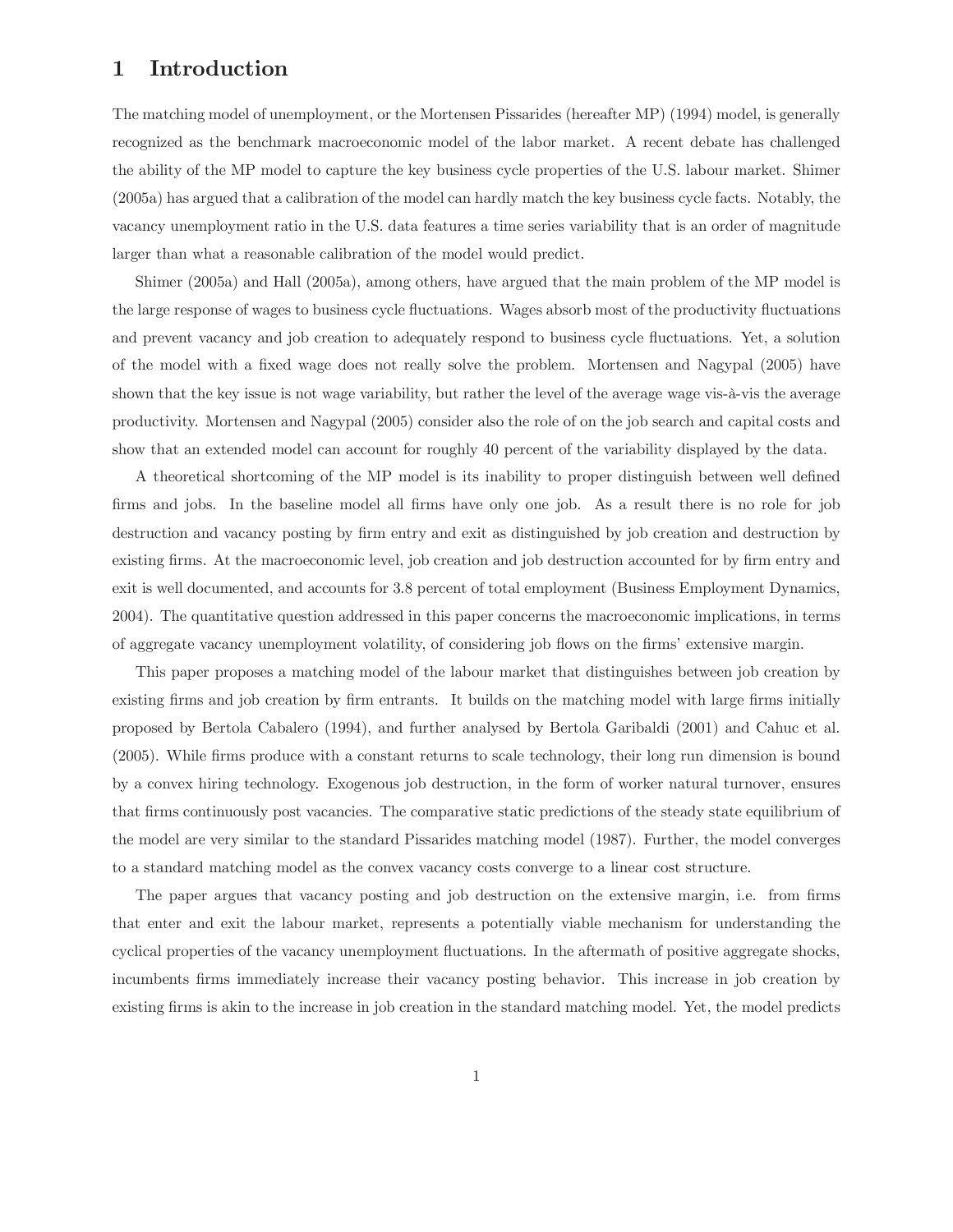# 1 Introduction

The matching model of unemployment, or the Mortensen Pissarides (hereafter MP) (1994) model, is generally recognized as the benchmark macroeconomic model of the labor market. A recent debate has challenged the ability of the MP model to capture the key business cycle properties of the U.S. labour market. Shimer (2005a) has argued that a calibration of the model can hardly match the key business cycle facts. Notably, the vacancy unemployment ratio in the U.S. data features a time series variability that is an order of magnitude larger than what a reasonable calibration of the model would predict.

Shimer (2005a) and Hall (2005a), among others, have argued that the main problem of the MP model is the large response of wages to business cycle fluctuations. Wages absorb most of the productivity fluctuations and prevent vacancy and job creation to adequately respond to business cycle fluctuations. Yet, a solution of the model with a fixed wage does not really solve the problem. Mortensen and Nagypal (2005) have shown that the key issue is not wage variability, but rather the level of the average wage vis-à-vis the average productivity. Mortensen and Nagypal (2005) consider also the role of on the job search and capital costs and show that an extended model can account for roughly 40 percent of the variability displayed by the data.

A theoretical shortcoming of the MP model is its inability to proper distinguish between well defined firms and jobs. In the baseline model all firms have only one job. As a result there is no role for job destruction and vacancy posting by firm entry and exit as distinguished by job creation and destruction by existing firms. At the macroeconomic level, job creation and job destruction accounted for by firm entry and exit is well documented, and accounts for 3.8 percent of total employment (Business Employment Dynamics, 2004). The quantitative question addressed in this paper concerns the macroeconomic implications, in terms of aggregate vacancy unemployment volatility, of considering job flows on the firms' extensive margin.

This paper proposes a matching model of the labour market that distinguishes between job creation by existing firms and job creation by firm entrants. It builds on the matching model with large firms initially proposed by Bertola Cabalero (1994), and further analysed by Bertola Garibaldi (2001) and Cahuc et al. (2005). While firms produce with a constant returns to scale technology, their long run dimension is bound by a convex hiring technology. Exogenous job destruction, in the form of worker natural turnover, ensures that firms continuously post vacancies. The comparative static predictions of the steady state equilibrium of the model are very similar to the standard Pissarides matching model (1987). Further, the model converges to a standard matching model as the convex vacancy costs converge to a linear cost structure.

The paper argues that vacancy posting and job destruction on the extensive margin, i.e. from firms that enter and exit the labour market, represents a potentially viable mechanism for understanding the cyclical properties of the vacancy unemployment fluctuations. In the aftermath of positive aggregate shocks, incumbents firms immediately increase their vacancy posting behavior. This increase in job creation by existing firms is akin to the increase in job creation in the standard matching model. Yet, the model predicts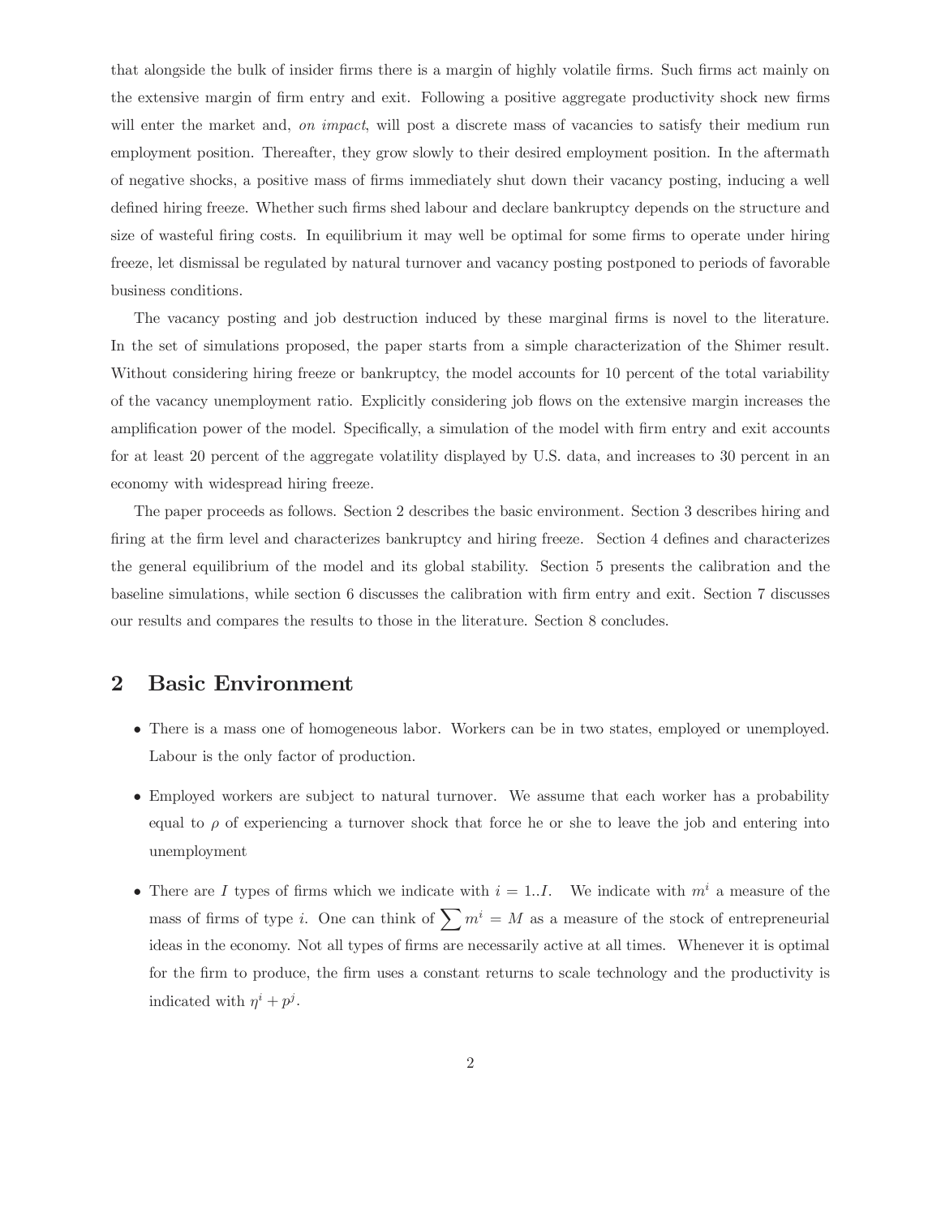that alongside the bulk of insider firms there is a margin of highly volatile firms. Such firms act mainly on the extensive margin of firm entry and exit. Following a positive aggregate productivity shock new firms will enter the market and, *on impact*, will post a discrete mass of vacancies to satisfy their medium run employment position. Thereafter, they grow slowly to their desired employment position. In the aftermath of negative shocks, a positive mass of firms immediately shut down their vacancy posting, inducing a well defined hiring freeze. Whether such firms shed labour and declare bankruptcy depends on the structure and size of wasteful firing costs. In equilibrium it may well be optimal for some firms to operate under hiring freeze, let dismissal be regulated by natural turnover and vacancy posting postponed to periods of favorable business conditions.

The vacancy posting and job destruction induced by these marginal firms is novel to the literature. In the set of simulations proposed, the paper starts from a simple characterization of the Shimer result. Without considering hiring freeze or bankruptcy, the model accounts for 10 percent of the total variability of the vacancy unemployment ratio. Explicitly considering job flows on the extensive margin increases the amplification power of the model. Specifically, a simulation of the model with firm entry and exit accounts for at least 20 percent of the aggregate volatility displayed by U.S. data, and increases to 30 percent in an economy with widespread hiring freeze.

The paper proceeds as follows. Section 2 describes the basic environment. Section 3 describes hiring and firing at the firm level and characterizes bankruptcy and hiring freeze. Section 4 defines and characterizes the general equilibrium of the model and its global stability. Section 5 presents the calibration and the baseline simulations, while section 6 discusses the calibration with firm entry and exit. Section 7 discusses our results and compares the results to those in the literature. Section 8 concludes.

## 2 Basic Environment

- There is a mass one of homogeneous labor. Workers can be in two states, employed or unemployed. Labour is the only factor of production.
- Employed workers are subject to natural turnover. We assume that each worker has a probability equal to $\rho$ of experiencing a turnover shock that force he or she to leave the job and entering into unemployment
- There are $I$ types of firms which we indicate with $i = 1..I$. We indicate with $m^i$ a measure of the mass of firms of type $i$. One can think of $\sum m^i = M$ as a measure of the stock of entrepreneurial ideas in the economy. Not all types of firms are necessarily active at all times. Whenever it is optimal for the firm to produce, the firm uses a constant returns to scale technology and the productivity is indicated with $\eta^i + p^j$.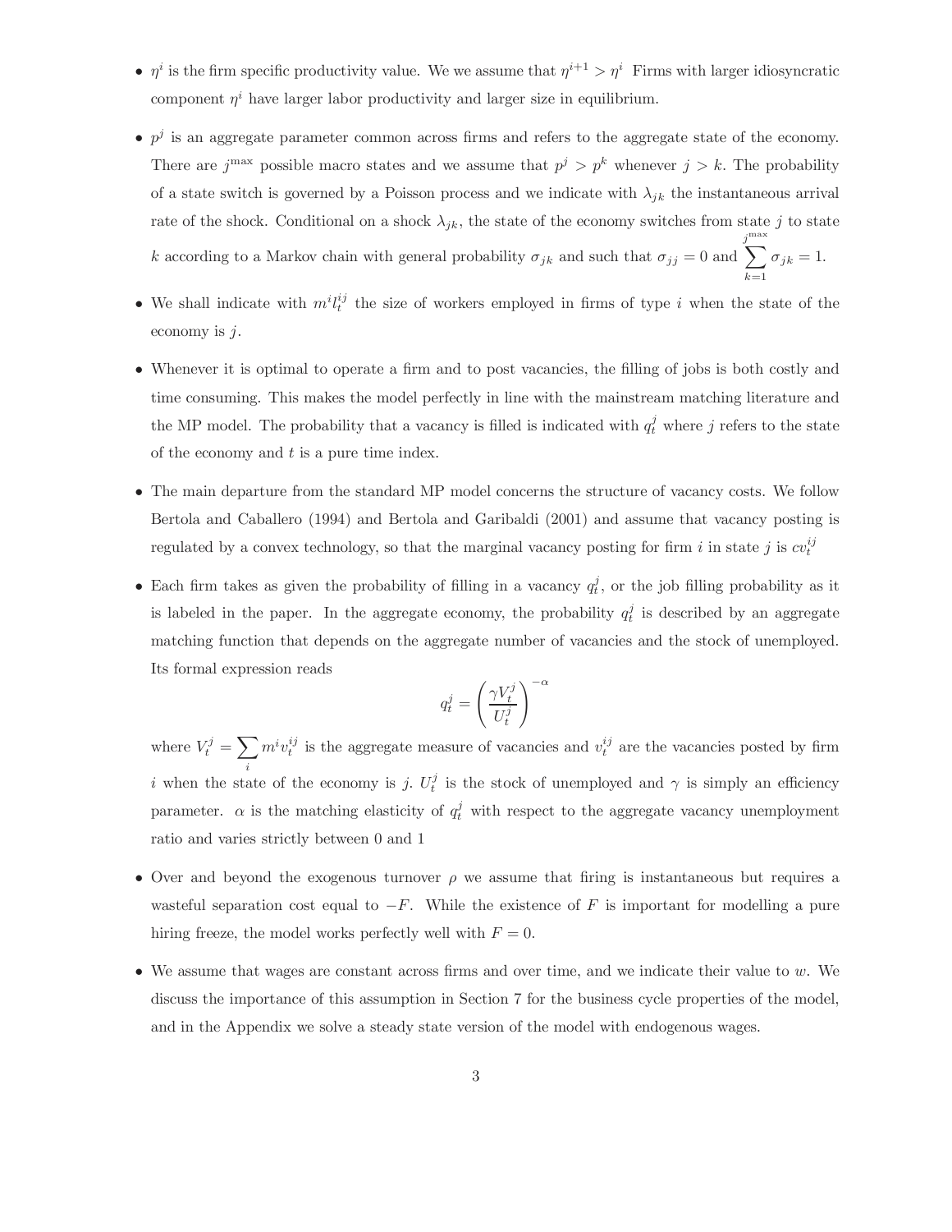- $\eta^i$ is the firm specific productivity value. We we assume that $\eta^{i+1} > \eta^i$ Firms with larger idiosyncratic component $\eta^i$ have larger labor productivity and larger size in equilibrium.

- $p^j$ is an aggregate parameter common across firms and refers to the aggregate state of the economy. There are $j^{\max}$ possible macro states and we assume that $p^j > p^k$ whenever $j > k$. The probability of a state switch is governed by a Poisson process and we indicate with $\lambda_{jk}$ the instantaneous arrival rate of the shock. Conditional on a shock $\lambda_{jk}$, the state of the economy switches from state $j$ to state $k$ according to a Markov chain with general probability $\sigma_{jk}$ and such that $\sigma_{jj} = 0$ and $\sum_{k=1}^{j^{\max}} \sigma_{jk} = 1$.

- We shall indicate with $m^i l_t^{ij}$ the size of workers employed in firms of type $i$ when the state of the economy is $j$.

- Whenever it is optimal to operate a firm and to post vacancies, the filling of jobs is both costly and time consuming. This makes the model perfectly in line with the mainstream matching literature and the MP model. The probability that a vacancy is filled is indicated with $q_t^j$ where $j$ refers to the state of the economy and $t$ is a pure time index.

- The main departure from the standard MP model concerns the structure of vacancy costs. We follow Bertola and Caballero (1994) and Bertola and Garibaldi (2001) and assume that vacancy posting is regulated by a convex technology, so that the marginal vacancy posting for firm $i$ in state $j$ is $cv_t^{ij}$

- Each firm takes as given the probability of filling in a vacancy $q_t^j$, or the job filling probability as it is labeled in the paper. In the aggregate economy, the probability $q_t^j$ is described by an aggregate matching function that depends on the aggregate number of vacancies and the stock of unemployed. Its formal expression reads

$$q_t^j = \left( \frac{\gamma V_t^j}{U_t^j} \right)^{-\alpha}$$

where $V_t^j = \sum_i m^i v_t^{ij}$ is the aggregate measure of vacancies and $v_t^{ij}$ are the vacancies posted by firm $i$ when the state of the economy is $j$. $U_t^j$ is the stock of unemployed and $\gamma$ is simply an efficiency parameter. $\alpha$ is the matching elasticity of $q_t^j$ with respect to the aggregate vacancy unemployment ratio and varies strictly between 0 and 1

- Over and beyond the exogenous turnover $\rho$ we assume that firing is instantaneous but requires a wasteful separation cost equal to $-F$. While the existence of $F$ is important for modelling a pure hiring freeze, the model works perfectly well with $F = 0$.

- We assume that wages are constant across firms and over time, and we indicate their value to $w$. We discuss the importance of this assumption in Section 7 for the business cycle properties of the model, and in the Appendix we solve a steady state version of the model with endogenous wages.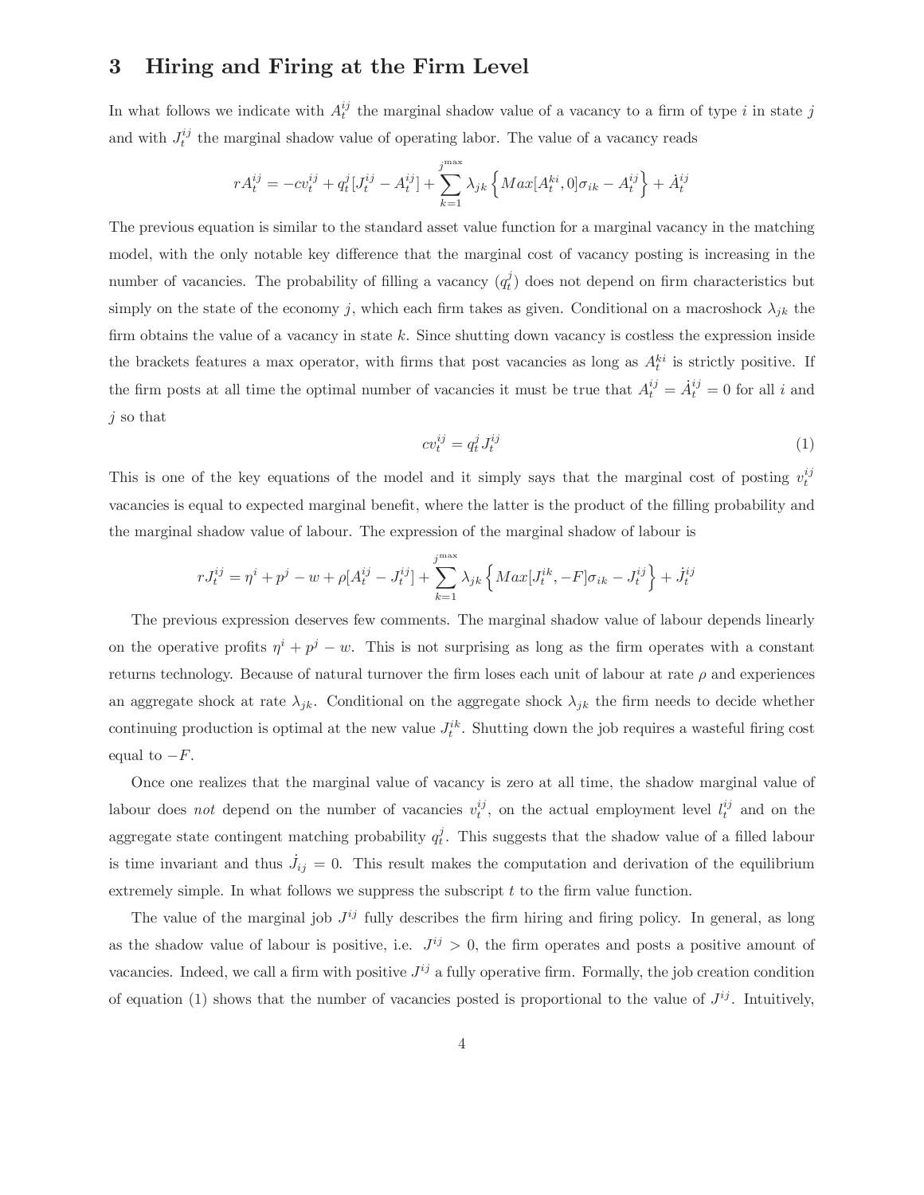# 3 Hiring and Firing at the Firm Level

In what follows we indicate with $A_t^{ij}$ the marginal shadow value of a vacancy to a firm of type $i$ in state $j$ and with $J_t^{ij}$ the marginal shadow value of operating labor. The value of a vacancy reads

$$rA_t^{ij} = -cv_t^{ij} + q_t^j[J_t^{ij} - A_t^{ij}] + \sum_{k=1}^{j^{\max}} \lambda_{jk} \left\{ Max[A_t^{ki}, 0]\sigma_{ik} - A_t^{ij} \right\} + \dot{A}_t^{ij}$$

The previous equation is similar to the standard asset value function for a marginal vacancy in the matching model, with the only notable key difference that the marginal cost of vacancy posting is increasing in the number of vacancies. The probability of filling a vacancy ($q_t^j$) does not depend on firm characteristics but simply on the state of the economy $j$, which each firm takes as given. Conditional on a macroshock $\lambda_{jk}$ the firm obtains the value of a vacancy in state $k$. Since shutting down vacancy is costless the expression inside the brackets features a max operator, with firms that post vacancies as long as $A_t^{ki}$ is strictly positive. If the firm posts at all time the optimal number of vacancies it must be true that $A_t^{ij} = \dot{A}_t^{ij} = 0$ for all $i$ and $j$ so that

$$cv_t^{ij} = q_t^j J_t^{ij} \tag{1}$$

This is one of the key equations of the model and it simply says that the marginal cost of posting $v_t^{ij}$ vacancies is equal to expected marginal benefit, where the latter is the product of the filling probability and the marginal shadow value of labour. The expression of the marginal shadow of labour is

$$rJ_t^{ij} = \eta^i + p^j - w + \rho[A_t^{ij} - J_t^{ij}] + \sum_{k=1}^{j^{\max}} \lambda_{jk} \left\{ Max[J_t^{ik}, -F]\sigma_{ik} - J_t^{ij} \right\} + \dot{J}_t^{ij}$$

The previous expression deserves few comments. The marginal shadow value of labour depends linearly on the operative profits $\eta^i + p^j - w$. This is not surprising as long as the firm operates with a constant returns technology. Because of natural turnover the firm loses each unit of labour at rate $\rho$ and experiences an aggregate shock at rate $\lambda_{jk}$. Conditional on the aggregate shock $\lambda_{jk}$ the firm needs to decide whether continuing production is optimal at the new value $J_t^{ik}$. Shutting down the job requires a wasteful firing cost equal to $-F$.

Once one realizes that the marginal value of vacancy is zero at all time, the shadow marginal value of labour does *not* depend on the number of vacancies $v_t^{ij}$, on the actual employment level $l_t^{ij}$ and on the aggregate state contingent matching probability $q_t^j$. This suggests that the shadow value of a filled labour is time invariant and thus $\dot{J}_{ij} = 0$. This result makes the computation and derivation of the equilibrium extremely simple. In what follows we suppress the subscript $t$ to the firm value function.

The value of the marginal job $J^{ij}$ fully describes the firm hiring and firing policy. In general, as long as the shadow value of labour is positive, i.e. $J^{ij} > 0$, the firm operates and posts a positive amount of vacancies. Indeed, we call a firm with positive $J^{ij}$ a fully operative firm. Formally, the job creation condition of equation (1) shows that the number of vacancies posted is proportional to the value of $J^{ij}$. Intuitively,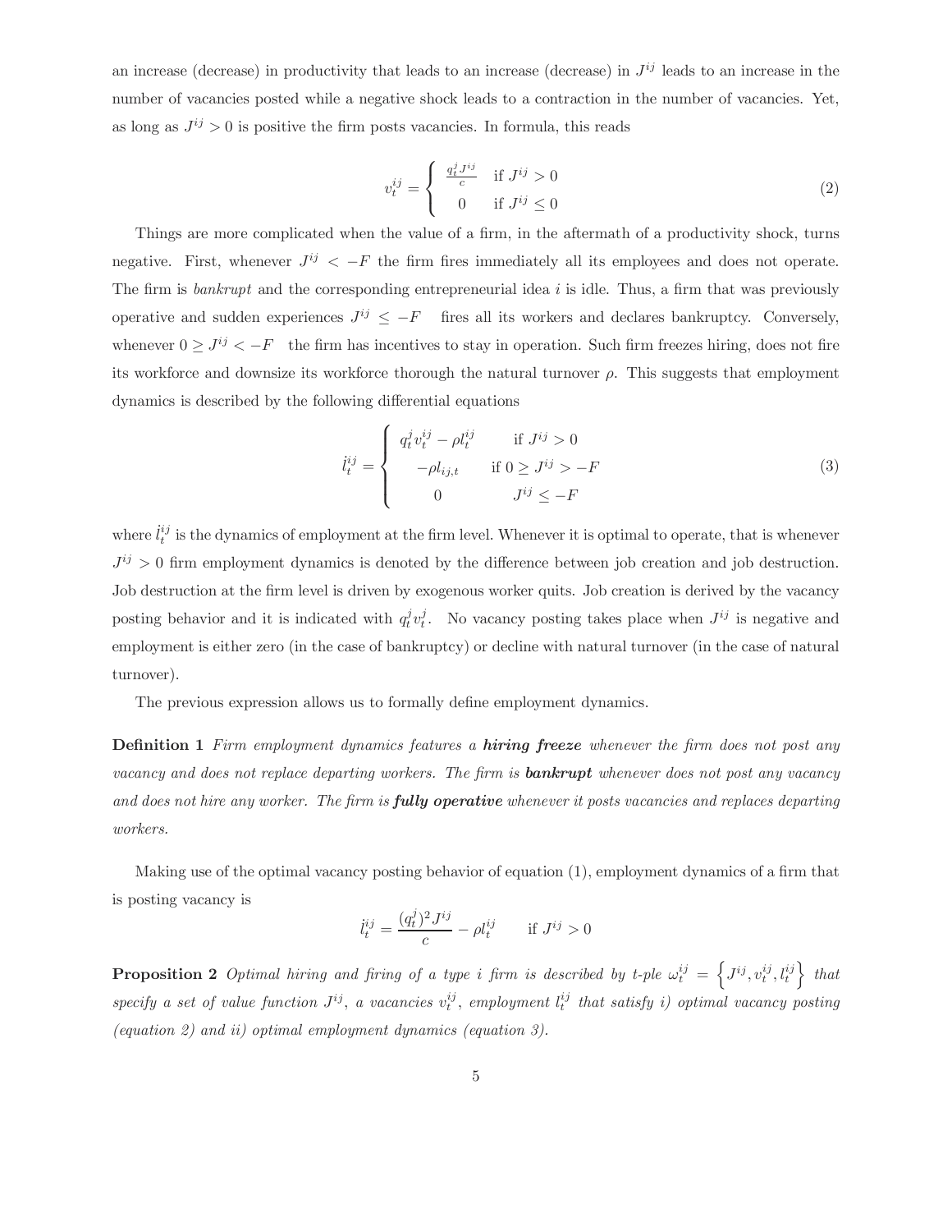an increase (decrease) in productivity that leads to an increase (decrease) in $J^{ij}$ leads to an increase in the number of vacancies posted while a negative shock leads to a contraction in the number of vacancies. Yet, as long as $J^{ij} > 0$ is positive the firm posts vacancies. In formula, this reads

$$v_t^{ij} = \begin{cases} \frac{q_t^j J^{ij}}{c} & \text{if } J^{ij} > 0 \\ 0 & \text{if } J^{ij} \leq 0 \end{cases} \tag{2}$$

Things are more complicated when the value of a firm, in the aftermath of a productivity shock, turns negative. First, whenever $J^{ij} < -F$ the firm fires immediately all its employees and does not operate. The firm is *bankrupt* and the corresponding entrepreneurial idea $i$ is idle. Thus, a firm that was previously operative and sudden experiences $J^{ij} \leq -F$ fires all its workers and declares bankruptcy. Conversely, whenever $0 \geq J^{ij} < -F$ the firm has incentives to stay in operation. Such firm freezes hiring, does not fire its workforce and downsize its workforce thorough the natural turnover $\rho$. This suggests that employment dynamics is described by the following differential equations

$$\dot{l}_t^{ij} = \begin{cases} q_t^j v_t^{ij} - \rho l_t^{ij} & \text{if } J^{ij} > 0 \\ -\rho l_{ij,t} & \text{if } 0 \geq J^{ij} > -F \\ 0 & J^{ij} \leq -F \end{cases} \tag{3}$$

where $\dot{l}_t^{ij}$ is the dynamics of employment at the firm level. Whenever it is optimal to operate, that is whenever $J^{ij} > 0$ firm employment dynamics is denoted by the difference between job creation and job destruction. Job destruction at the firm level is driven by exogenous worker quits. Job creation is derived by the vacancy posting behavior and it is indicated with $q_t^j v_t^j$. No vacancy posting takes place when $J^{ij}$ is negative and employment is either zero (in the case of bankruptcy) or decline with natural turnover (in the case of natural turnover).

The previous expression allows us to formally define employment dynamics.

**Definition 1** *Firm employment dynamics features a* ***hiring freeze*** *whenever the firm does not post any vacancy and does not replace departing workers. The firm is* ***bankrupt*** *whenever does not post any vacancy and does not hire any worker. The firm is* ***fully operative*** *whenever it posts vacancies and replaces departing workers.*

Making use of the optimal vacancy posting behavior of equation (1), employment dynamics of a firm that is posting vacancy is

$$\dot{l}_t^{ij} = \frac{(q_t^j)^2 J^{ij}}{c} - \rho l_t^{ij} \qquad \text{if } J^{ij} > 0$$

**Proposition 2** *Optimal hiring and firing of a type $i$ firm is described by t-ple $\omega_t^{ij} = \left\{ J^{ij}, v_t^{ij}, l_t^{ij} \right\}$ that specify a set of value function $J^{ij}$, a vacancies $v_t^{ij}$, employment $l_t^{ij}$ that satisfy i) optimal vacancy posting (equation 2) and ii) optimal employment dynamics (equation 3).*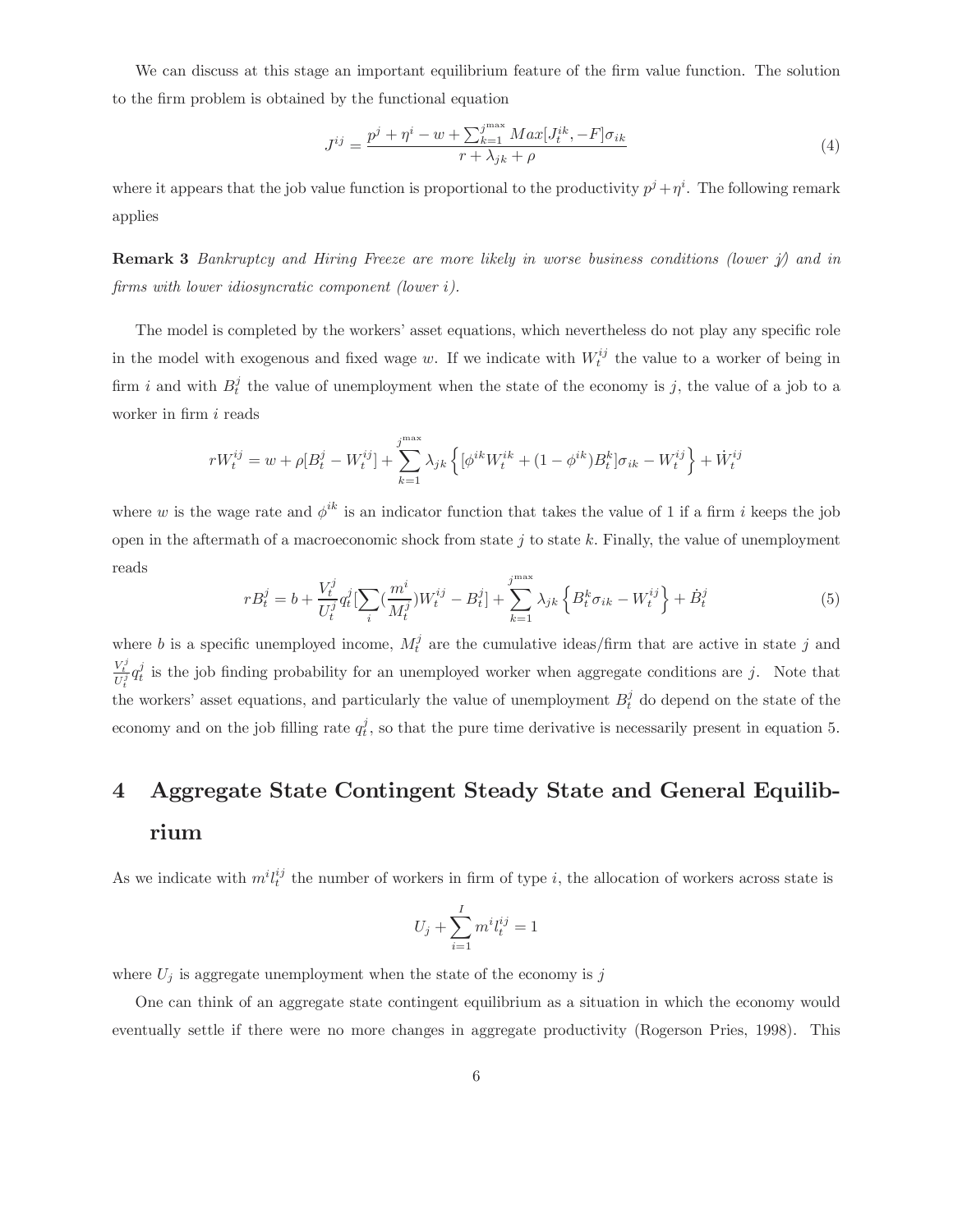We can discuss at this stage an important equilibrium feature of the firm value function. The solution to the firm problem is obtained by the functional equation

$$J^{ij} = \frac{p^j + \eta^i - w + \sum_{k=1}^{j^{\max}} Max[J_t^{ik}, -F]\sigma_{ik}}{r + \lambda_{jk} + \rho} \tag{4}$$

where it appears that the job value function is proportional to the productivity $p^j + \eta^i$. The following remark applies

**Remark 3** *Bankruptcy and Hiring Freeze are more likely in worse business conditions (lower j) and in firms with lower idiosyncratic component (lower i).*

The model is completed by the workers' asset equations, which nevertheless do not play any specific role in the model with exogenous and fixed wage $w$. If we indicate with $W_t^{ij}$ the value to a worker of being in firm $i$ and with $B_t^j$ the value of unemployment when the state of the economy is $j$, the value of a job to a worker in firm $i$ reads

$$rW_t^{ij} = w + \rho[B_t^j - W_t^{ij}] + \sum_{k=1}^{j^{\max}} \lambda_{jk} \left\{ [\phi^{ik} W_t^{ik} + (1 - \phi^{ik}) B_t^k]\sigma_{ik} - W_t^{ij} \right\} + \dot{W}_t^{ij}$$

where $w$ is the wage rate and $\phi^{ik}$ is an indicator function that takes the value of 1 if a firm $i$ keeps the job open in the aftermath of a macroeconomic shock from state $j$ to state $k$. Finally, the value of unemployment reads

$$rB_t^j = b + \frac{V_t^j}{U_t^j} q_t^j [\sum_i (\frac{m^i}{M_t^j}) W_t^{ij} - B_t^j] + \sum_{k=1}^{j^{\max}} \lambda_{jk} \left\{ B_t^k \sigma_{ik} - W_t^{ij} \right\} + \dot{B}_t^j \tag{5}$$

where $b$ is a specific unemployed income, $M_t^j$ are the cumulative ideas/firm that are active in state $j$ and $\frac{V_t^j}{U_t^j} q_t^j$ is the job finding probability for an unemployed worker when aggregate conditions are $j$. Note that the workers' asset equations, and particularly the value of unemployment $B_t^j$ do depend on the state of the economy and on the job filling rate $q_t^j$, so that the pure time derivative is necessarily present in equation 5.

# 4 Aggregate State Contingent Steady State and General Equilibrium

As we indicate with $m^i l_t^{ij}$ the number of workers in firm of type $i$, the allocation of workers across state is

$$U_j + \sum_{i=1}^{I} m^i l_t^{ij} = 1$$

where $U_j$ is aggregate unemployment when the state of the economy is $j$

One can think of an aggregate state contingent equilibrium as a situation in which the economy would eventually settle if there were no more changes in aggregate productivity (Rogerson Pries, 1998). This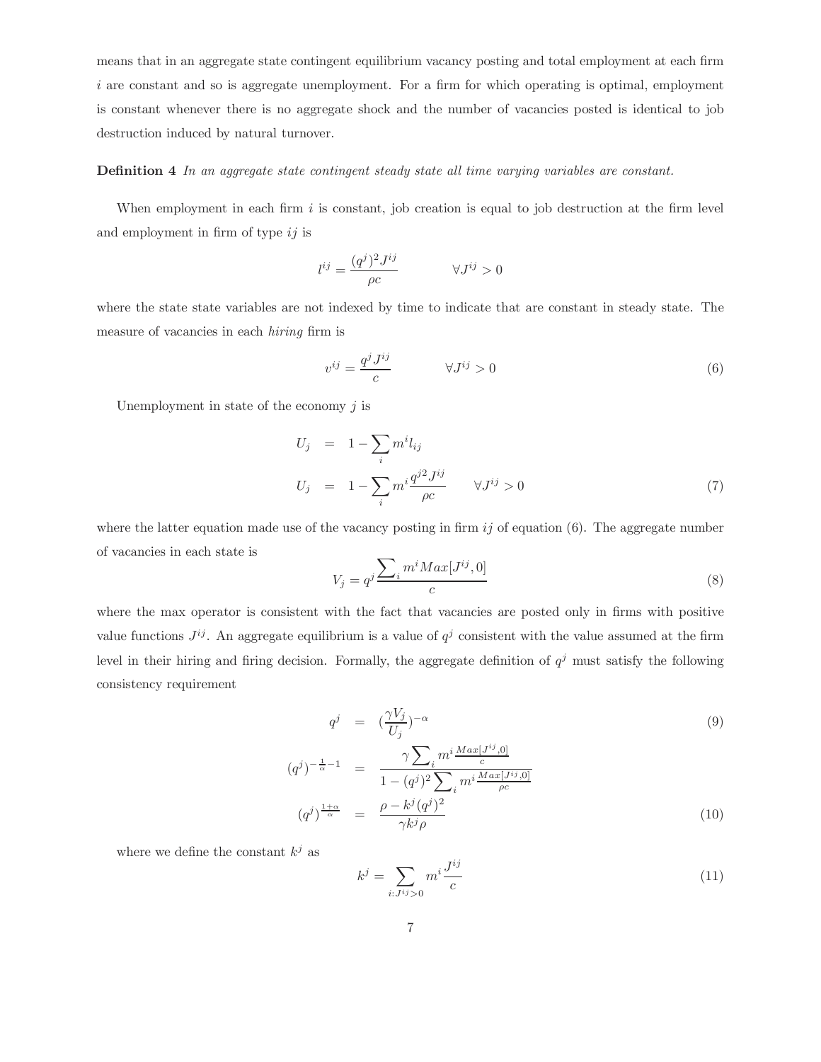means that in an aggregate state contingent equilibrium vacancy posting and total employment at each firm $i$ are constant and so is aggregate unemployment. For a firm for which operating is optimal, employment is constant whenever there is no aggregate shock and the number of vacancies posted is identical to job destruction induced by natural turnover.

**Definition 4** *In an aggregate state contingent steady state all time varying variables are constant.*

When employment in each firm $i$ is constant, job creation is equal to job destruction at the firm level and employment in firm of type $ij$ is

$$l^{ij} = \frac{(q^j)^2 J^{ij}}{\rho c} \qquad \forall J^{ij} > 0$$

where the state state variables are not indexed by time to indicate that are constant in steady state. The measure of vacancies in each *hiring* firm is

$$v^{ij} = \frac{q^j J^{ij}}{c} \qquad \forall J^{ij} > 0 \tag{6}$$

Unemployment in state of the economy $j$ is

$$\begin{aligned} U_j &= 1 - \sum_i m^i l_{ij} \\ U_j &= 1 - \sum_i m^i \frac{q^{j2} J^{ij}}{\rho c} \qquad \forall J^{ij} > 0 \end{aligned} \tag{7}$$

where the latter equation made use of the vacancy posting in firm $ij$ of equation (6). The aggregate number of vacancies in each state is

$$V_j = q^j \frac{\sum_i m^i Max[J^{ij}, 0]}{c} \tag{8}$$

where the max operator is consistent with the fact that vacancies are posted only in firms with positive value functions $J^{ij}$. An aggregate equilibrium is a value of $q^j$ consistent with the value assumed at the firm level in their hiring and firing decision. Formally, the aggregate definition of $q^j$ must satisfy the following consistency requirement

$$q^j = (\frac{\gamma V_j}{U_j})^{-\alpha} \tag{9}$$

$$(q^j)^{-\frac{1}{\alpha}-1} = \frac{\gamma \sum_i m^i \frac{Max[J^{ij},0]}{c}}{1 - (q^j)^2 \sum_i m^i \frac{Max[J^{ij},0]}{\rho c}}$$

$$(q^j)^{\frac{1+\alpha}{\alpha}} = \frac{\rho - k^j (q^j)^2}{\gamma k^j \rho} \tag{10}$$

where we define the constant $k^j$ as

$$k^j = \sum_{i: J^{ij} > 0} m^i \frac{J^{ij}}{c} \tag{11}$$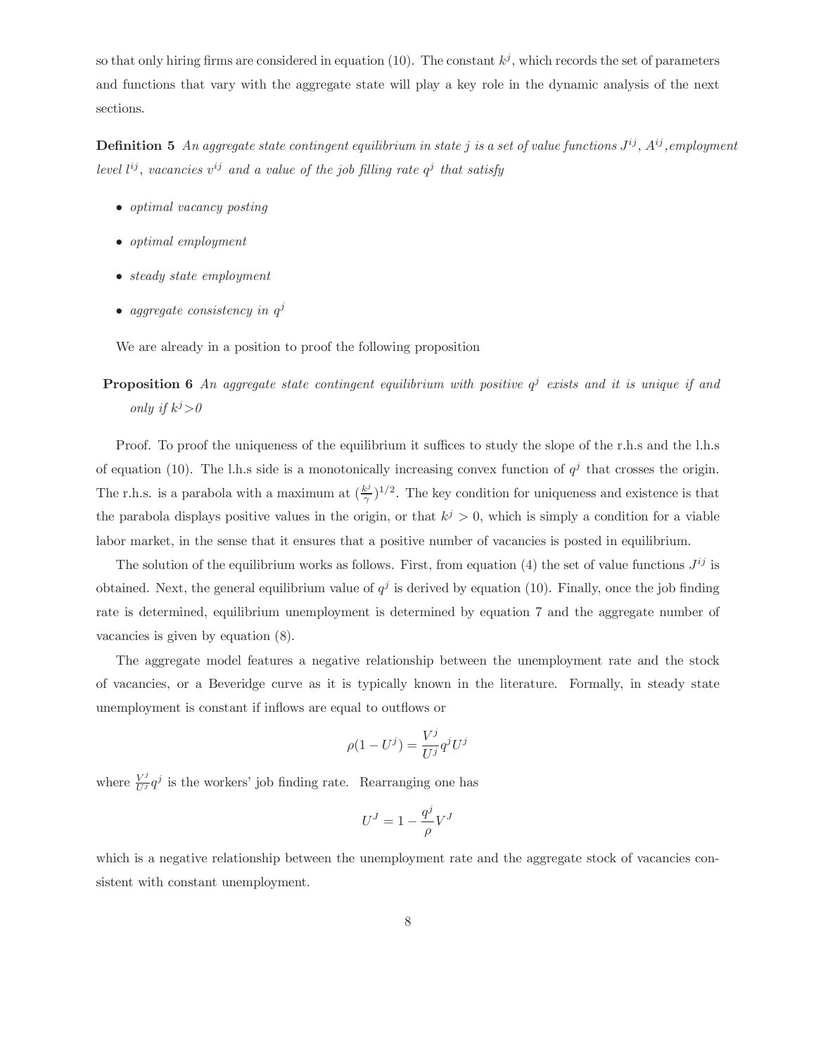so that only hiring firms are considered in equation (10). The constant $k^j$, which records the set of parameters and functions that vary with the aggregate state will play a key role in the dynamic analysis of the next sections.

**Definition 5** *An aggregate state contingent equilibrium in state $j$ is a set of value functions $J^{ij}$, $A^{ij}$, employment level $l^{ij}$, vacancies $v^{ij}$ and a value of the job filling rate $q^j$ that satisfy*

- *optimal vacancy posting*
- *optimal employment*
- *steady state employment*
- *aggregate consistency in $q^j$*

We are already in a position to proof the following proposition

**Proposition 6** *An aggregate state contingent equilibrium with positive $q^j$ exists and it is unique if and only if $k^j > 0$*

Proof. To proof the uniqueness of the equilibrium it suffices to study the slope of the r.h.s and the l.h.s of equation (10). The l.h.s side is a monotonically increasing convex function of $q^j$ that crosses the origin. The r.h.s. is a parabola with a maximum at $(\frac{k^j}{\gamma})^{1/2}$. The key condition for uniqueness and existence is that the parabola displays positive values in the origin, or that $k^j > 0$, which is simply a condition for a viable labor market, in the sense that it ensures that a positive number of vacancies is posted in equilibrium.

The solution of the equilibrium works as follows. First, from equation (4) the set of value functions $J^{ij}$ is obtained. Next, the general equilibrium value of $q^j$ is derived by equation (10). Finally, once the job finding rate is determined, equilibrium unemployment is determined by equation 7 and the aggregate number of vacancies is given by equation (8).

The aggregate model features a negative relationship between the unemployment rate and the stock of vacancies, or a Beveridge curve as it is typically known in the literature. Formally, in steady state unemployment is constant if inflows are equal to outflows or

$$\rho(1 - U^j) = \frac{V^j}{U^j} q^j U^j$$

where $\frac{V^j}{U^j} q^j$ is the workers' job finding rate. Rearranging one has

$$U^J = 1 - \frac{q^j}{\rho} V^J$$

which is a negative relationship between the unemployment rate and the aggregate stock of vacancies consistent with constant unemployment.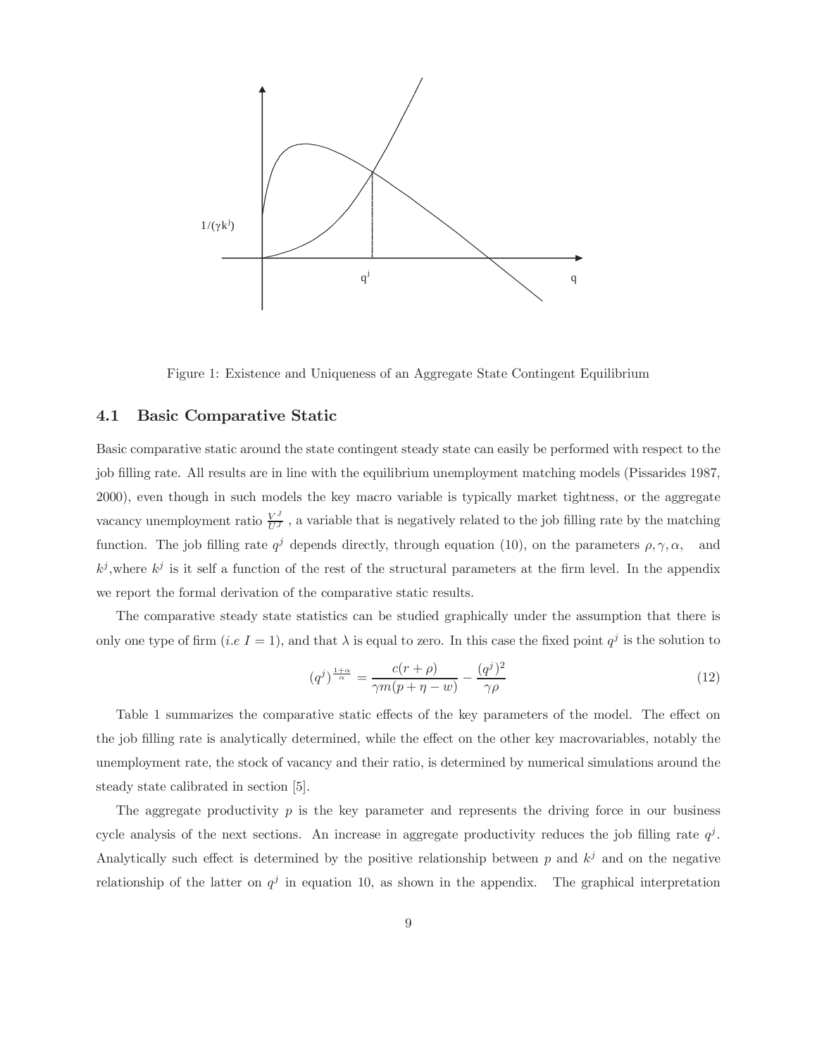Figure 1: Existence and Uniqueness of an Aggregate State Contingent Equilibrium

### 4.1 Basic Comparative Static

Basic comparative static around the state contingent steady state can easily be performed with respect to the job filling rate. All results are in line with the equilibrium unemployment matching models (Pissarides 1987, 2000), even though in such models the key macro variable is typically market tightness, or the aggregate vacancy unemployment ratio $\frac{V^J}{U^J}$ , a variable that is negatively related to the job filling rate by the matching function. The job filling rate $q^j$ depends directly, through equation (10), on the parameters $\rho, \gamma, \alpha,$ and $k^j$,where $k^j$ is it self a function of the rest of the structural parameters at the firm level. In the appendix we report the formal derivation of the comparative static results.

The comparative steady state statistics can be studied graphically under the assumption that there is only one type of firm (*i.e* $I = 1$), and that $\lambda$ is equal to zero. In this case the fixed point $q^j$ is the solution to

$$(q^j)^{\frac{1+\alpha}{\alpha}} = \frac{c(r+\rho)}{\gamma m(p+\eta-w)} - \frac{(q^j)^2}{\gamma\rho} \tag{12}$$

Table 1 summarizes the comparative static effects of the key parameters of the model. The effect on the job filling rate is analytically determined, while the effect on the other key macrovariables, notably the unemployment rate, the stock of vacancy and their ratio, is determined by numerical simulations around the steady state calibrated in section [5].

The aggregate productivity $p$ is the key parameter and represents the driving force in our business cycle analysis of the next sections. An increase in aggregate productivity reduces the job filling rate $q^j$. Analytically such effect is determined by the positive relationship between $p$ and $k^j$ and on the negative relationship of the latter on $q^j$ in equation 10, as shown in the appendix. The graphical interpretation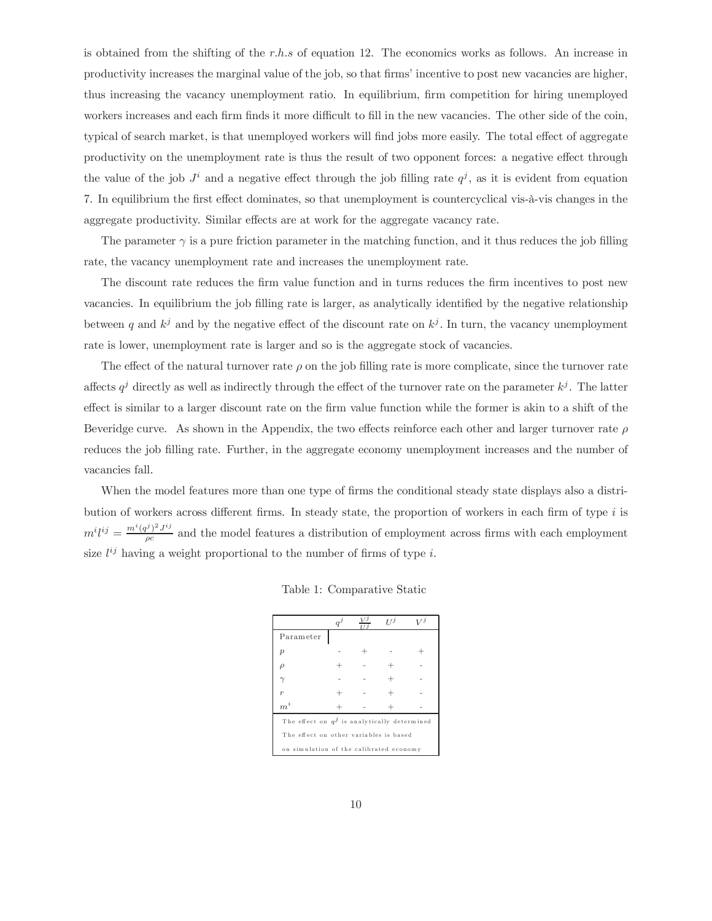is obtained from the shifting of the *r.h.s* of equation 12. The economics works as follows. An increase in productivity increases the marginal value of the job, so that firms' incentive to post new vacancies are higher, thus increasing the vacancy unemployment ratio. In equilibrium, firm competition for hiring unemployed workers increases and each firm finds it more difficult to fill in the new vacancies. The other side of the coin, typical of search market, is that unemployed workers will find jobs more easily. The total effect of aggregate productivity on the unemployment rate is thus the result of two opponent forces: a negative effect through the value of the job $J^i$ and a negative effect through the job filling rate $q^j$, as it is evident from equation 7. In equilibrium the first effect dominates, so that unemployment is countercyclical vis-à-vis changes in the aggregate productivity. Similar effects are at work for the aggregate vacancy rate.

The parameter $\gamma$ is a pure friction parameter in the matching function, and it thus reduces the job filling rate, the vacancy unemployment ratio and increases the unemployment rate.

The discount rate reduces the firm value function and in turns reduces the firm incentives to post new vacancies. In equilibrium the job filling rate is larger, as analytically identified by the negative relationship between $q$ and $k^j$ and by the negative effect of the discount rate on $k^j$. In turn, the vacancy unemployment rate is lower, unemployment rate is larger and so is the aggregate stock of vacancies.

The effect of the natural turnover rate $\rho$ on the job filling rate is more complicate, since the turnover rate affects $q^j$ directly as well as indirectly through the effect of the turnover rate on the parameter $k^j$. The latter effect is similar to a larger discount rate on the firm value function while the former is akin to a shift of the Beveridge curve. As shown in the Appendix, the two effects reinforce each other and larger turnover rate $\rho$ reduces the job filling rate. Further, in the aggregate economy unemployment increases and the number of vacancies fall.

When the model features more than one type of firms the conditional steady state displays also a distribution of workers across different firms. In steady state, the proportion of workers in each firm of type $i$ is $m^i l^{ij} = \frac{m^i (q^j)^2 J^{ij}}{\rho c}$ and the model features a distribution of employment across firms with each employment size $l^{ij}$ having a weight proportional to the number of firms of type $i$.

Table 1: Comparative Static

| Parameter | $q^j$ | $\frac{V^j}{U^j}$ | $U^j$ | $V^j$ |
|---|---|---|---|---|
| $p$ | - | + | - | + |
| $\rho$ | + | - | + | - |
| $\gamma$ | - | - | + | - |
| $r$ | + | - | + | - |
| $m^i$ | + | - | + | - |

The effect on $q^j$ is analytically determined
The effect on other variables is based
on simulation of the calibrated economy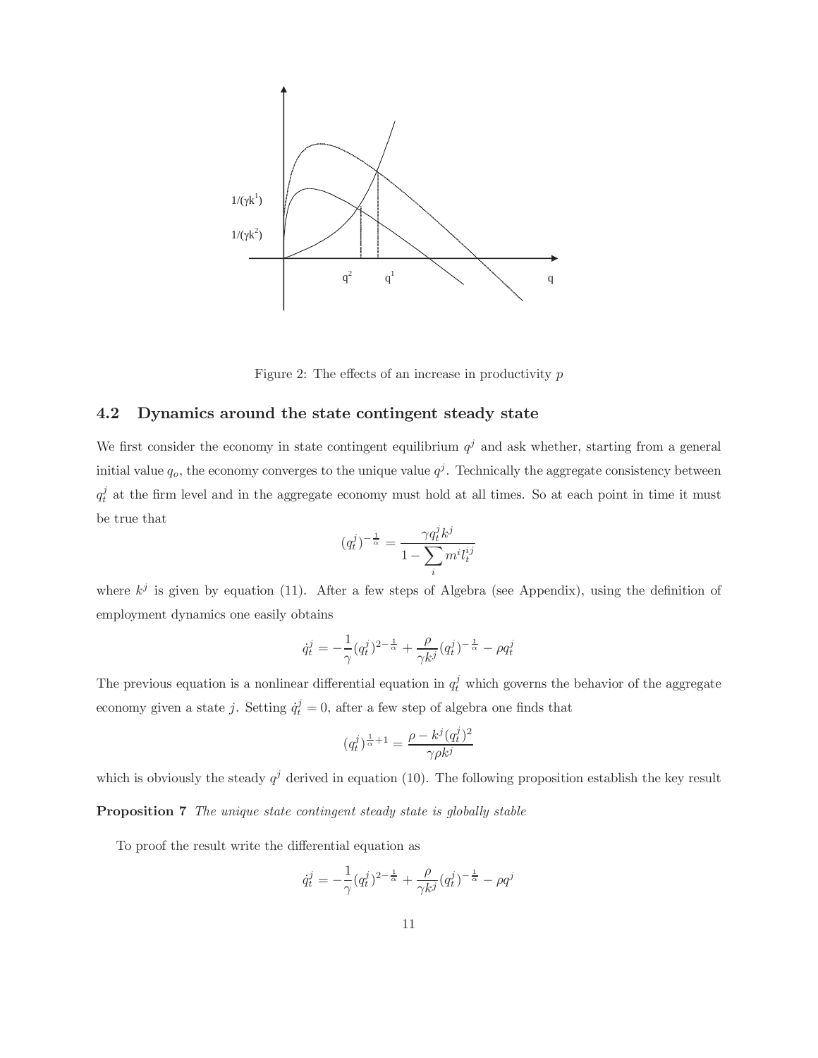Figure 2: The effects of an increase in productivity $p$

### 4.2 Dynamics around the state contingent steady state

We first consider the economy in state contingent equilibrium $q^j$ and ask whether, starting from a general initial value $q_o$, the economy converges to the unique value $q^j$. Technically the aggregate consistency between $q_t^j$ at the firm level and in the aggregate economy must hold at all times. So at each point in time it must be true that

$$(q_t^j)^{-\frac{1}{\alpha}} = \frac{\gamma q_t^j k^j}{1 - \sum_i m^i l_t^{ij}}$$

where $k^j$ is given by equation (11). After a few steps of Algebra (see Appendix), using the definition of employment dynamics one easily obtains

$$\dot{q}_t^j = -\frac{1}{\gamma}(q_t^j)^{2-\frac{1}{\alpha}} + \frac{\rho}{\gamma k^j}(q_t^j)^{-\frac{1}{\alpha}} - \rho q_t^j$$

The previous equation is a nonlinear differential equation in $q_t^j$ which governs the behavior of the aggregate economy given a state $j$. Setting $\dot{q}_t^j = 0$, after a few step of algebra one finds that

$$(q_t^j)^{\frac{1}{\alpha}+1} = \frac{\rho - k^j (q_t^j)^2}{\gamma \rho k^j}$$

which is obviously the steady $q^j$ derived in equation (10). The following proposition establish the key result

**Proposition 7** *The unique state contingent steady state is globally stable*

To proof the result write the differential equation as

$$\dot{q}_t^j = -\frac{1}{\gamma}(q_t^j)^{2-\frac{1}{\alpha}} + \frac{\rho}{\gamma k^j}(q_t^j)^{-\frac{1}{\alpha}} - \rho q^j$$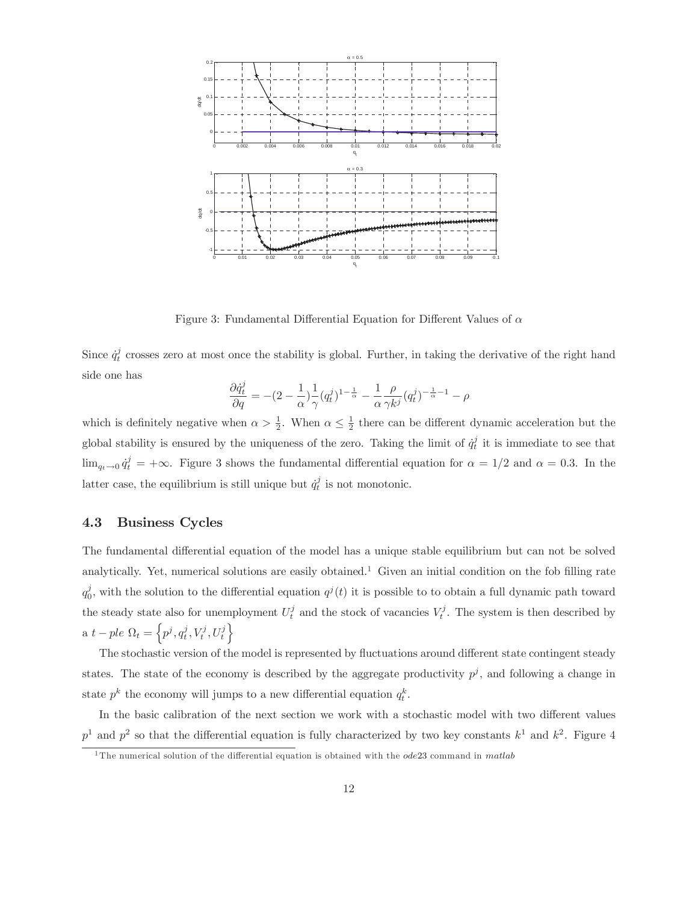Figure 3: Fundamental Differential Equation for Different Values of $\alpha$

Since $\dot{q}_t^j$ crosses zero at most once the stability is global. Further, in taking the derivative of the right hand side one has

$$\frac{\partial \dot{q}_t^j}{\partial q} = -(2 - \frac{1}{\alpha})\frac{1}{\gamma}(q_t^j)^{1-\frac{1}{\alpha}} - \frac{1}{\alpha}\frac{\rho}{\gamma k^j}(q_t^j)^{-\frac{1}{\alpha}-1} - \rho$$

which is definitely negative when $\alpha > \frac{1}{2}$. When $\alpha \leq \frac{1}{2}$ there can be different dynamic acceleration but the global stability is ensured by the uniqueness of the zero. Taking the limit of $\dot{q}_t^j$ it is immediate to see that $\lim_{q_t \to 0} \dot{q}_t^j = +\infty$. Figure 3 shows the fundamental differential equation for $\alpha = 1/2$ and $\alpha = 0.3$. In the latter case, the equilibrium is still unique but $\dot{q}_t^j$ is not monotonic.

### 4.3 Business Cycles

The fundamental differential equation of the model has a unique stable equilibrium but can not be solved analytically. Yet, numerical solutions are easily obtained.[1] Given an initial condition on the fob filling rate $q_0^j$, with the solution to the differential equation $q^j(t)$ it is possible to to obtain a full dynamic path toward the steady state also for unemployment $U_t^j$ and the stock of vacancies $V_t^j$. The system is then described by a $t-ple$ $\Omega_t = \left\{p^j, q_t^j, V_t^j, U_t^j\right\}$

The stochastic version of the model is represented by fluctuations around different state contingent steady states. The state of the economy is described by the aggregate productivity $p^j$, and following a change in state $p^k$ the economy will jumps to a new differential equation $q_t^k$.

In the basic calibration of the next section we work with a stochastic model with two different values $p^1$ and $p^2$ so that the differential equation is fully characterized by two key constants $k^1$ and $k^2$. Figure 4

[1] The numerical solution of the differential equation is obtained with the *ode*23 command in *matlab*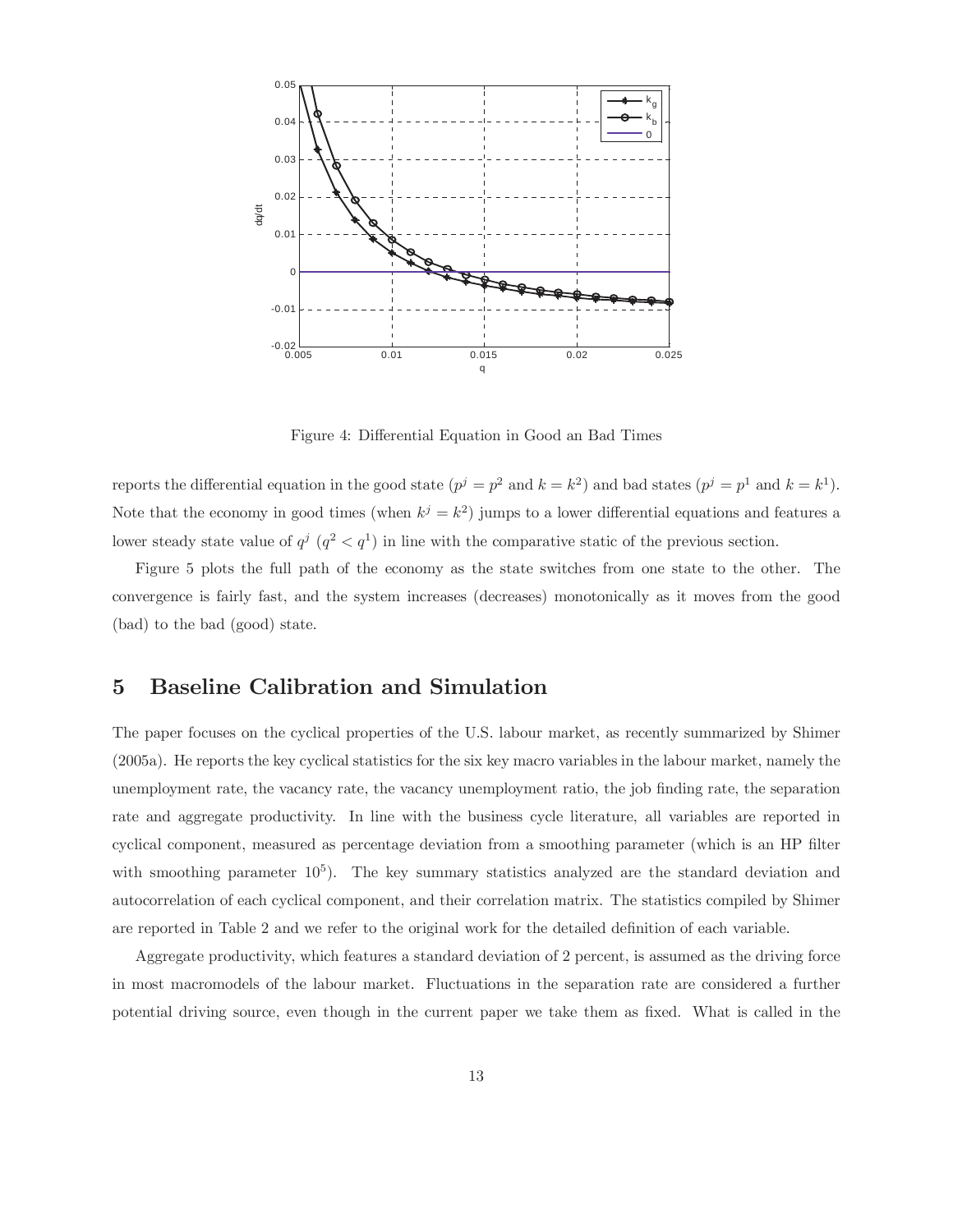Figure 4: Differential Equation in Good an Bad Times

reports the differential equation in the good state ($p^j = p^2$ and $k = k^2$) and bad states ($p^j = p^1$ and $k = k^1$). Note that the economy in good times (when $k^j = k^2$) jumps to a lower differential equations and features a lower steady state value of $q^j$ ($q^2 < q^1$) in line with the comparative static of the previous section.

Figure 5 plots the full path of the economy as the state switches from one state to the other. The convergence is fairly fast, and the system increases (decreases) monotonically as it moves from the good (bad) to the bad (good) state.

## 5 Baseline Calibration and Simulation

The paper focuses on the cyclical properties of the U.S. labour market, as recently summarized by Shimer (2005a). He reports the key cyclical statistics for the six key macro variables in the labour market, namely the unemployment rate, the vacancy rate, the vacancy unemployment ratio, the job finding rate, the separation rate and aggregate productivity. In line with the business cycle literature, all variables are reported in cyclical component, measured as percentage deviation from a smoothing parameter (which is an HP filter with smoothing parameter $10^5$). The key summary statistics analyzed are the standard deviation and autocorrelation of each cyclical component, and their correlation matrix. The statistics compiled by Shimer are reported in Table 2 and we refer to the original work for the detailed definition of each variable.

Aggregate productivity, which features a standard deviation of 2 percent, is assumed as the driving force in most macromodels of the labour market. Fluctuations in the separation rate are considered a further potential driving source, even though in the current paper we take them as fixed. What is called in the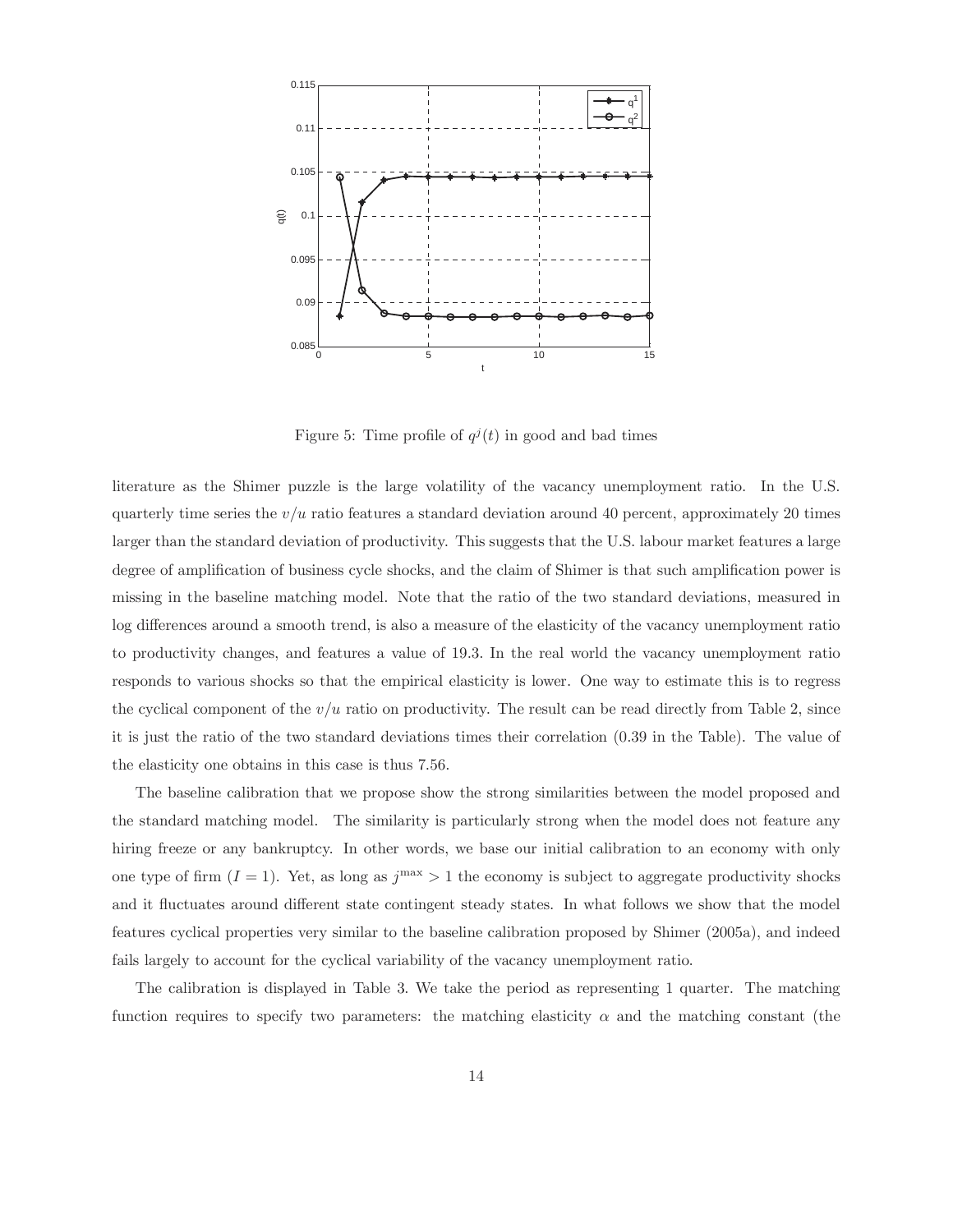Figure 5: Time profile of $q^j(t)$ in good and bad times

literature as the Shimer puzzle is the large volatility of the vacancy unemployment ratio. In the U.S. quarterly time series the $v/u$ ratio features a standard deviation around 40 percent, approximately 20 times larger than the standard deviation of productivity. This suggests that the U.S. labour market features a large degree of amplification of business cycle shocks, and the claim of Shimer is that such amplification power is missing in the baseline matching model. Note that the ratio of the two standard deviations, measured in log differences around a smooth trend, is also a measure of the elasticity of the vacancy unemployment ratio to productivity changes, and features a value of 19.3. In the real world the vacancy unemployment ratio responds to various shocks so that the empirical elasticity is lower. One way to estimate this is to regress the cyclical component of the $v/u$ ratio on productivity. The result can be read directly from Table 2, since it is just the ratio of the two standard deviations times their correlation (0.39 in the Table). The value of the elasticity one obtains in this case is thus 7.56.

The baseline calibration that we propose show the strong similarities between the model proposed and the standard matching model. The similarity is particularly strong when the model does not feature any hiring freeze or any bankruptcy. In other words, we base our initial calibration to an economy with only one type of firm ($I = 1$). Yet, as long as $j^{\max} > 1$ the economy is subject to aggregate productivity shocks and it fluctuates around different state contingent steady states. In what follows we show that the model features cyclical properties very similar to the baseline calibration proposed by Shimer (2005a), and indeed fails largely to account for the cyclical variability of the vacancy unemployment ratio.

The calibration is displayed in Table 3. We take the period as representing 1 quarter. The matching function requires to specify two parameters: the matching elasticity $\alpha$ and the matching constant (the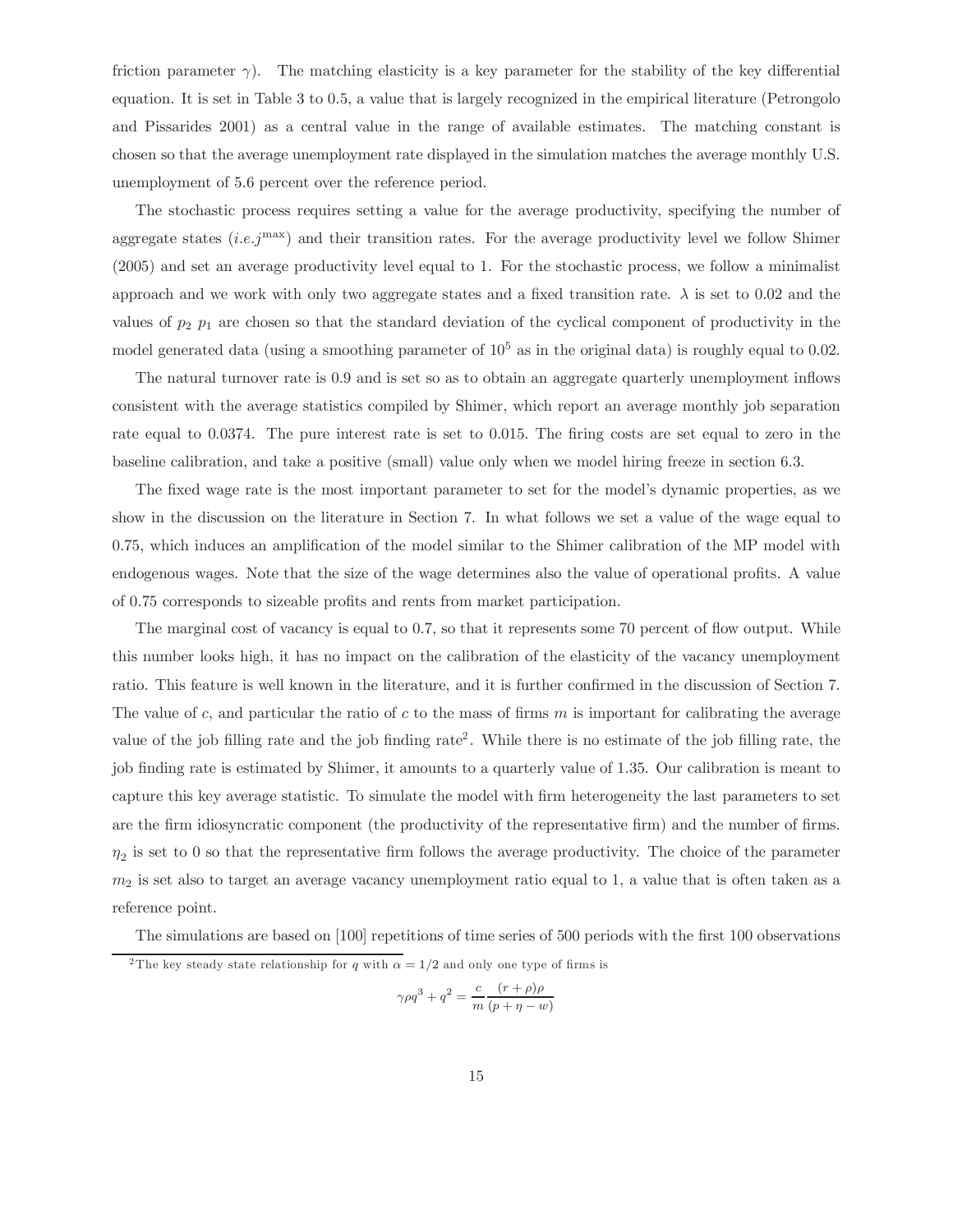friction parameter $\gamma$). The matching elasticity is a key parameter for the stability of the key differential equation. It is set in Table 3 to 0.5, a value that is largely recognized in the empirical literature (Petrongolo and Pissarides 2001) as a central value in the range of available estimates. The matching constant is chosen so that the average unemployment rate displayed in the simulation matches the average monthly U.S. unemployment of 5.6 percent over the reference period.

The stochastic process requires setting a value for the average productivity, specifying the number of aggregate states (*i.e.*$j^{\max}$) and their transition rates. For the average productivity level we follow Shimer (2005) and set an average productivity level equal to 1. For the stochastic process, we follow a minimalist approach and we work with only two aggregate states and a fixed transition rate. $\lambda$ is set to 0.02 and the values of $p_2$ $p_1$ are chosen so that the standard deviation of the cyclical component of productivity in the model generated data (using a smoothing parameter of $10^5$ as in the original data) is roughly equal to 0.02.

The natural turnover rate is 0.9 and is set so as to obtain an aggregate quarterly unemployment inflows consistent with the average statistics compiled by Shimer, which report an average monthly job separation rate equal to 0.0374. The pure interest rate is set to 0.015. The firing costs are set equal to zero in the baseline calibration, and take a positive (small) value only when we model hiring freeze in section 6.3.

The fixed wage rate is the most important parameter to set for the model's dynamic properties, as we show in the discussion on the literature in Section 7. In what follows we set a value of the wage equal to 0.75, which induces an amplification of the model similar to the Shimer calibration of the MP model with endogenous wages. Note that the size of the wage determines also the value of operational profits. A value of 0.75 corresponds to sizeable profits and rents from market participation.

The marginal cost of vacancy is equal to 0.7, so that it represents some 70 percent of flow output. While this number looks high, it has no impact on the calibration of the elasticity of the vacancy unemployment ratio. This feature is well known in the literature, and it is further confirmed in the discussion of Section 7. The value of $c$, and particular the ratio of $c$ to the mass of firms $m$ is important for calibrating the average value of the job filling rate and the job finding rate[2]. While there is no estimate of the job filling rate, the job finding rate is estimated by Shimer, it amounts to a quarterly value of 1.35. Our calibration is meant to capture this key average statistic. To simulate the model with firm heterogeneity the last parameters to set are the firm idiosyncratic component (the productivity of the representative firm) and the number of firms. $\eta_2$ is set to 0 so that the representative firm follows the average productivity. The choice of the parameter $m_2$ is set also to target an average vacancy unemployment ratio equal to 1, a value that is often taken as a reference point.

The simulations are based on [100] repetitions of time series of 500 periods with the first 100 observations

---

[2] The key steady state relationship for $q$ with $\alpha = 1/2$ and only one type of firms is

$$\gamma \rho q^3 + q^2 = \frac{c}{m} \frac{(r+\rho)\rho}{(p+\eta-w)}$$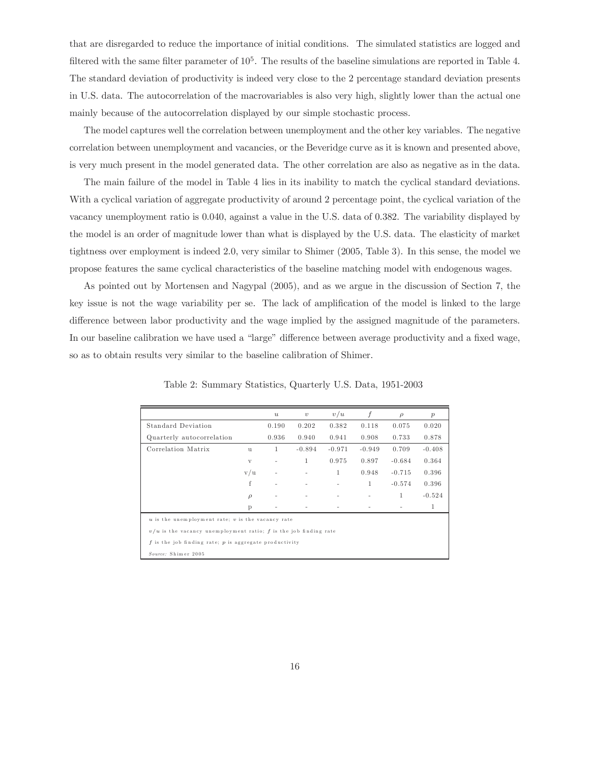that are disregarded to reduce the importance of initial conditions. The simulated statistics are logged and filtered with the same filter parameter of $10^5$. The results of the baseline simulations are reported in Table 4. The standard deviation of productivity is indeed very close to the 2 percentage standard deviation presents in U.S. data. The autocorrelation of the macrovariables is also very high, slightly lower than the actual one mainly because of the autocorrelation displayed by our simple stochastic process.

The model captures well the correlation between unemployment and the other key variables. The negative correlation between unemployment and vacancies, or the Beveridge curve as it is known and presented above, is very much present in the model generated data. The other correlation are also as negative as in the data.

The main failure of the model in Table 4 lies in its inability to match the cyclical standard deviations. With a cyclical variation of aggregate productivity of around 2 percentage point, the cyclical variation of the vacancy unemployment ratio is 0.040, against a value in the U.S. data of 0.382. The variability displayed by the model is an order of magnitude lower than what is displayed by the U.S. data. The elasticity of market tightness over employment is indeed 2.0, very similar to Shimer (2005, Table 3). In this sense, the model we propose features the same cyclical characteristics of the baseline matching model with endogenous wages.

As pointed out by Mortensen and Nagypal (2005), and as we argue in the discussion of Section 7, the key issue is not the wage variability per se. The lack of amplification of the model is linked to the large difference between labor productivity and the wage implied by the assigned magnitude of the parameters. In our baseline calibration we have used a "large" difference between average productivity and a fixed wage, so as to obtain results very similar to the baseline calibration of Shimer.

Table 2: Summary Statistics, Quarterly U.S. Data, 1951-2003

| | | $u$ | $v$ | $v/u$ | $f$ | $\rho$ | $p$ |
|---|---|---|---|---|---|---|---|
| Standard Deviation | | 0.190 | 0.202 | 0.382 | 0.118 | 0.075 | 0.020 |
| Quarterly autocorrelation | | 0.936 | 0.940 | 0.941 | 0.908 | 0.733 | 0.878 |
| Correlation Matrix | u | 1 | -0.894 | -0.971 | -0.949 | 0.709 | -0.408 |
| | v | - | 1 | 0.975 | 0.897 | -0.684 | 0.364 |
| | v/u | - | - | 1 | 0.948 | -0.715 | 0.396 |
| | f | - | - | - | 1 | -0.574 | 0.396 |
| | $\rho$ | - | - | - | - | 1 | -0.524 |
| | p | - | - | - | - | - | 1 |

$u$ is the unemployment rate; $v$ is the vacancy rate

$v/u$ is the vacancy unemployment ratio; $f$ is the job finding rate

$f$ is the job finding rate; $p$ is aggregate productivity

*Source:* Shimer 2005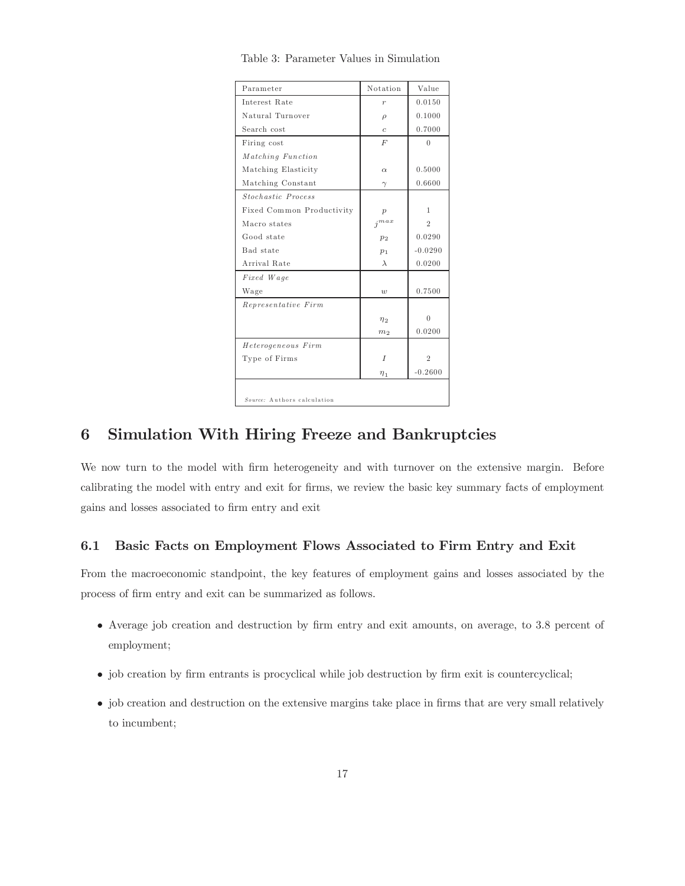Table 3: Parameter Values in Simulation

| Parameter | Notation | Value |
|---|---|---|
| Interest Rate | $r$ | 0.0150 |
| Natural Turnover | $\rho$ | 0.1000 |
| Search cost | $c$ | 0.7000 |
| Firing cost | $F$ | 0 |
| *Matching Function* | | |
| Matching Elasticity | $\alpha$ | 0.5000 |
| Matching Constant | $\gamma$ | 0.6600 |
| *Stochastic Process* | | |
| Fixed Common Productivity | $p$ | 1 |
| Macro states | $j^{max}$ | 2 |
| Good state | $p_2$ | 0.0290 |
| Bad state | $p_1$ | -0.0290 |
| Arrival Rate | $\lambda$ | 0.0200 |
| *Fixed Wage* | | |
| Wage | $w$ | 0.7500 |
| *Representative Firm* | | |
| | $\eta_2$ | 0 |
| | $m_2$ | 0.0200 |
| *Heterogeneous Firm* | | |
| Type of Firms | $I$ | 2 |
| | $\eta_1$ | -0.2600 |

*Source:* Authors calculation

# 6 Simulation With Hiring Freeze and Bankruptcies

We now turn to the model with firm heterogeneity and with turnover on the extensive margin. Before calibrating the model with entry and exit for firms, we review the basic key summary facts of employment gains and losses associated to firm entry and exit

## 6.1 Basic Facts on Employment Flows Associated to Firm Entry and Exit

From the macroeconomic standpoint, the key features of employment gains and losses associated by the process of firm entry and exit can be summarized as follows.

- Average job creation and destruction by firm entry and exit amounts, on average, to 3.8 percent of employment;
- job creation by firm entrants is procyclical while job destruction by firm exit is countercyclical;
- job creation and destruction on the extensive margins take place in firms that are very small relatively to incumbent;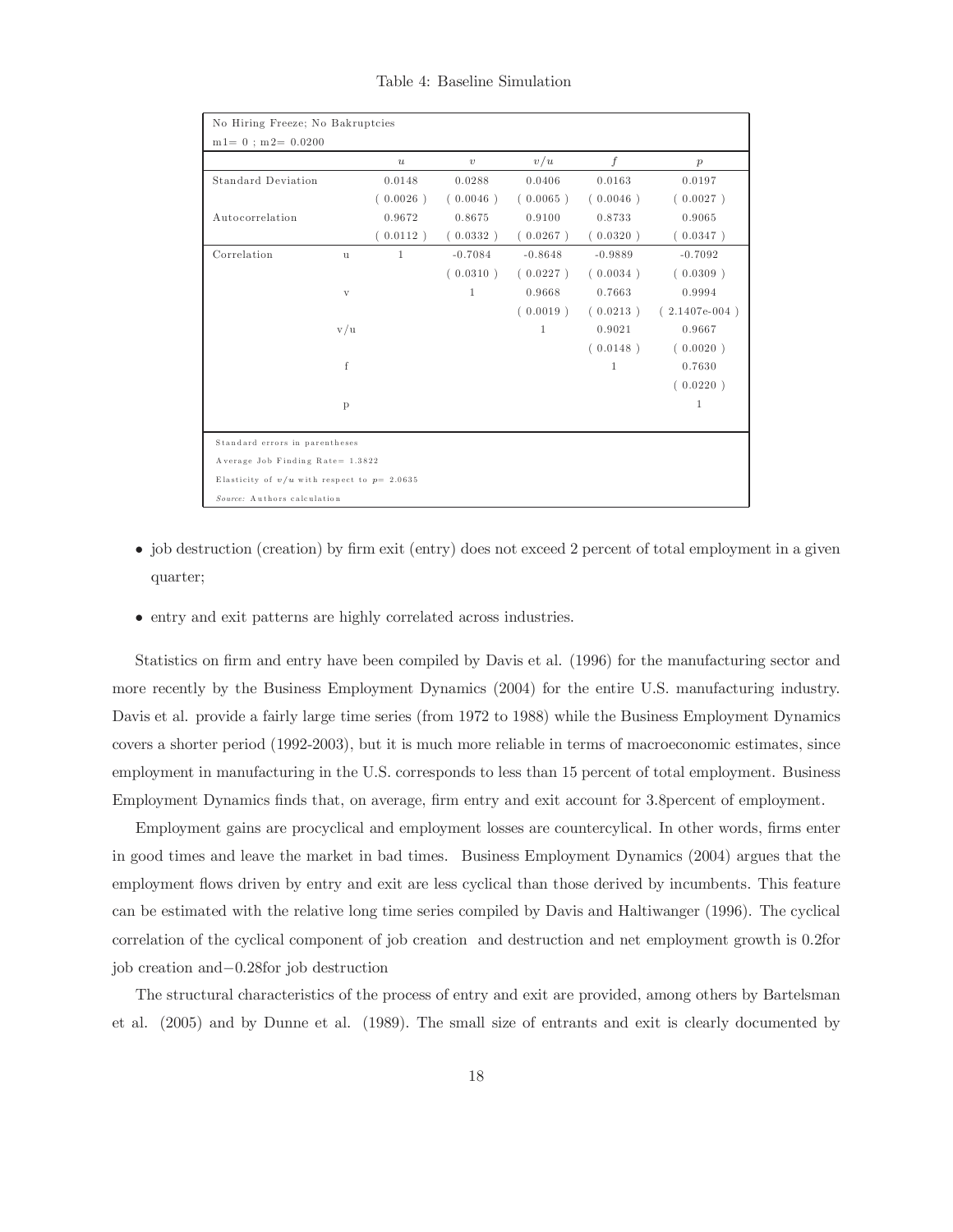Table 4: Baseline Simulation

| No Hiring Freeze; No Bakruptcies<br>m1= 0 ; m2= 0.0200 | | | | | | |
|---|---|---|---|---|---|---|
| | | $u$ | $v$ | $v/u$ | $f$ | $p$ |
| Standard Deviation | | 0.0148 | 0.0288 | 0.0406 | 0.0163 | 0.0197 |
| | | ( 0.0026 ) | ( 0.0046 ) | ( 0.0065 ) | ( 0.0046 ) | ( 0.0027 ) |
| Autocorrelation | | 0.9672 | 0.8675 | 0.9100 | 0.8733 | 0.9065 |
| | | ( 0.0112 ) | ( 0.0332 ) | ( 0.0267 ) | ( 0.0320 ) | ( 0.0347 ) |
| Correlation | u | 1 | -0.7084 | -0.8648 | -0.9889 | -0.7092 |
| | | | ( 0.0310 ) | ( 0.0227 ) | ( 0.0034 ) | ( 0.0309 ) |
| | v | | 1 | 0.9668 | 0.7663 | 0.9994 |
| | | | | ( 0.0019 ) | ( 0.0213 ) | ( 2.1407e-004 ) |
| | v/u | | | 1 | 0.9021 | 0.9667 |
| | | | | | ( 0.0148 ) | ( 0.0020 ) |
| | f | | | | 1 | 0.7630 |
| | | | | | | ( 0.0220 ) |
| | p | | | | | 1 |

Standard errors in parentheses

Average Job Finding Rate= 1.3822

Elasticity of $v/u$ with respect to $p$= 2.0635

*Source:* Authors calculation

- job destruction (creation) by firm exit (entry) does not exceed 2 percent of total employment in a given quarter;
- entry and exit patterns are highly correlated across industries.

Statistics on firm and entry have been compiled by Davis et al. (1996) for the manufacturing sector and more recently by the Business Employment Dynamics (2004) for the entire U.S. manufacturing industry. Davis et al. provide a fairly large time series (from 1972 to 1988) while the Business Employment Dynamics covers a shorter period (1992-2003), but it is much more reliable in terms of macroeconomic estimates, since employment in manufacturing in the U.S. corresponds to less than 15 percent of total employment. Business Employment Dynamics finds that, on average, firm entry and exit account for 3.8percent of employment.

Employment gains are procyclical and employment losses are countercylical. In other words, firms enter in good times and leave the market in bad times. Business Employment Dynamics (2004) argues that the employment flows driven by entry and exit are less cyclical than those derived by incumbents. This feature can be estimated with the relative long time series compiled by Davis and Haltiwanger (1996). The cyclical correlation of the cyclical component of job creation and destruction and net employment growth is 0.2for job creation and−0.28for job destruction

The structural characteristics of the process of entry and exit are provided, among others by Bartelsman et al. (2005) and by Dunne et al. (1989). The small size of entrants and exit is clearly documented by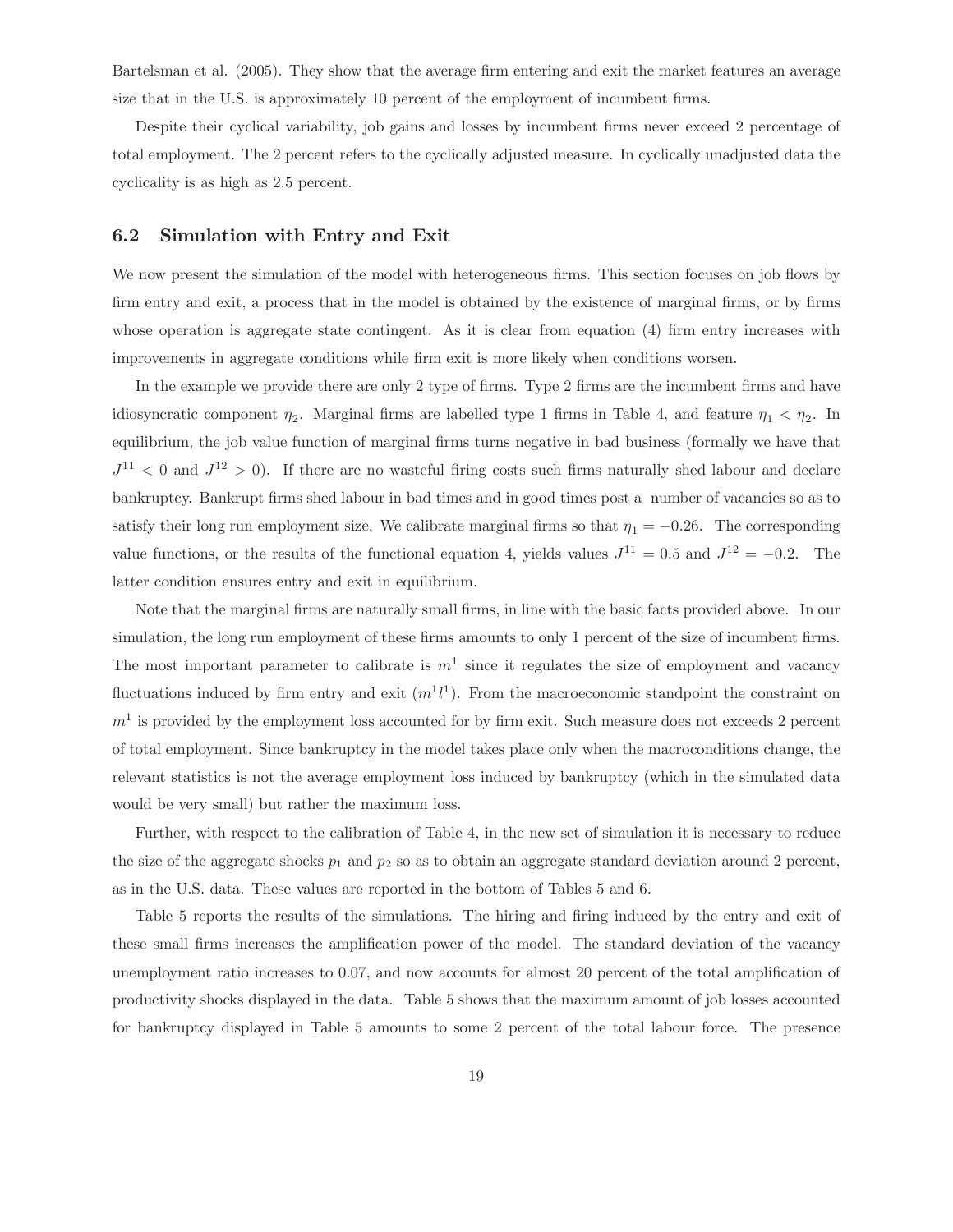Bartelsman et al. (2005). They show that the average firm entering and exit the market features an average size that in the U.S. is approximately 10 percent of the employment of incumbent firms.

Despite their cyclical variability, job gains and losses by incumbent firms never exceed 2 percentage of total employment. The 2 percent refers to the cyclically adjusted measure. In cyclically unadjusted data the cyclicality is as high as 2.5 percent.

## 6.2 Simulation with Entry and Exit

We now present the simulation of the model with heterogeneous firms. This section focuses on job flows by firm entry and exit, a process that in the model is obtained by the existence of marginal firms, or by firms whose operation is aggregate state contingent. As it is clear from equation (4) firm entry increases with improvements in aggregate conditions while firm exit is more likely when conditions worsen.

In the example we provide there are only 2 type of firms. Type 2 firms are the incumbent firms and have idiosyncratic component $\eta_2$. Marginal firms are labelled type 1 firms in Table 4, and feature $\eta_1 < \eta_2$. In equilibrium, the job value function of marginal firms turns negative in bad business (formally we have that $J^{11} < 0$ and $J^{12} > 0$). If there are no wasteful firing costs such firms naturally shed labour and declare bankruptcy. Bankrupt firms shed labour in bad times and in good times post a number of vacancies so as to satisfy their long run employment size. We calibrate marginal firms so that $\eta_1 = -0.26$. The corresponding value functions, or the results of the functional equation 4, yields values $J^{11} = 0.5$ and $J^{12} = -0.2$. The latter condition ensures entry and exit in equilibrium.

Note that the marginal firms are naturally small firms, in line with the basic facts provided above. In our simulation, the long run employment of these firms amounts to only 1 percent of the size of incumbent firms. The most important parameter to calibrate is $m^1$ since it regulates the size of employment and vacancy fluctuations induced by firm entry and exit ($m^1 l^1$). From the macroeconomic standpoint the constraint on $m^1$ is provided by the employment loss accounted for by firm exit. Such measure does not exceeds 2 percent of total employment. Since bankruptcy in the model takes place only when the macroconditions change, the relevant statistics is not the average employment loss induced by bankruptcy (which in the simulated data would be very small) but rather the maximum loss.

Further, with respect to the calibration of Table 4, in the new set of simulation it is necessary to reduce the size of the aggregate shocks $p_1$ and $p_2$ so as to obtain an aggregate standard deviation around 2 percent, as in the U.S. data. These values are reported in the bottom of Tables 5 and 6.

Table 5 reports the results of the simulations. The hiring and firing induced by the entry and exit of these small firms increases the amplification power of the model. The standard deviation of the vacancy unemployment ratio increases to 0.07, and now accounts for almost 20 percent of the total amplification of productivity shocks displayed in the data. Table 5 shows that the maximum amount of job losses accounted for bankruptcy displayed in Table 5 amounts to some 2 percent of the total labour force. The presence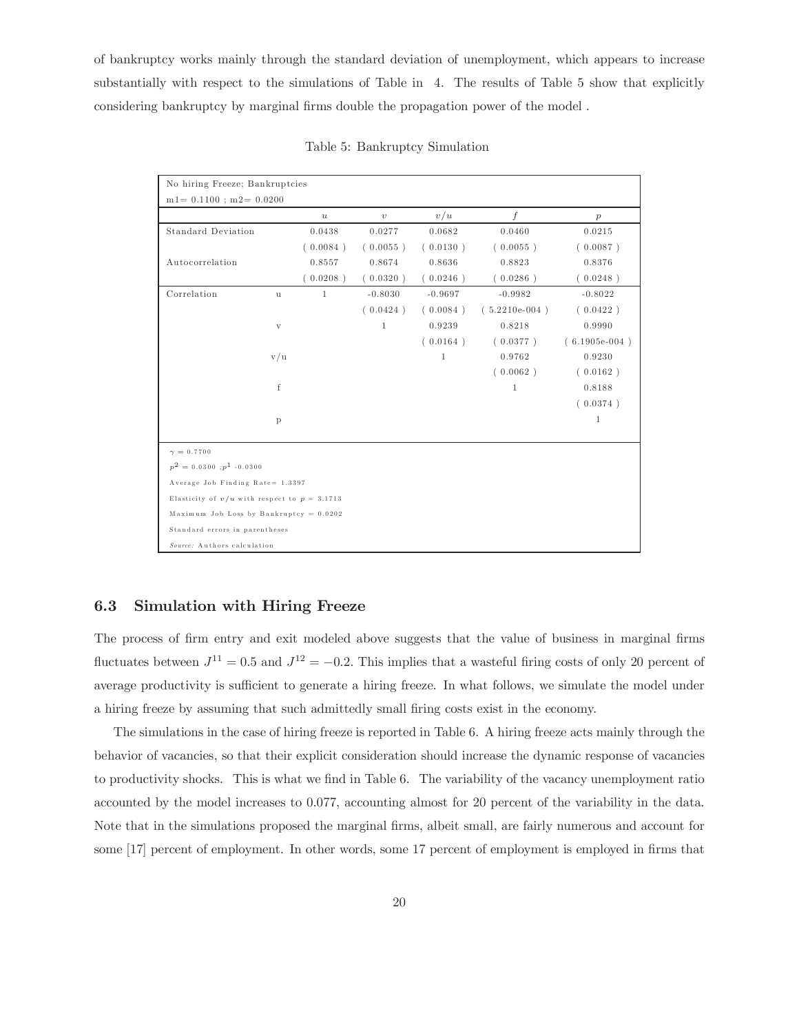of bankruptcy works mainly through the standard deviation of unemployment, which appears to increase substantially with respect to the simulations of Table in 4. The results of Table 5 show that explicitly considering bankruptcy by marginal firms double the propagation power of the model .

Table 5: Bankruptcy Simulation

| No hiring Freeze; Bankruptcies | | | | | | |
|---|---|---|---|---|---|---|
| m1= 0.1100 ; m2= 0.0200 | | | | | | |
| | | $u$ | $v$ | $v/u$ | $f$ | $p$ |
| Standard Deviation | | 0.0438 | 0.0277 | 0.0682 | 0.0460 | 0.0215 |
| | | ( 0.0084 ) | ( 0.0055 ) | ( 0.0130 ) | ( 0.0055 ) | ( 0.0087 ) |
| Autocorrelation | | 0.8557 | 0.8674 | 0.8636 | 0.8823 | 0.8376 |
| | | ( 0.0208 ) | ( 0.0320 ) | ( 0.0246 ) | ( 0.0286 ) | ( 0.0248 ) |
| Correlation | u | 1 | -0.8030 | -0.9697 | -0.9982 | -0.8022 |
| | | | ( 0.0424 ) | ( 0.0084 ) | ( 5.2210e-004 ) | ( 0.0422 ) |
| | v | | 1 | 0.9239 | 0.8218 | 0.9990 |
| | | | | ( 0.0164 ) | ( 0.0377 ) | ( 6.1905e-004 ) |
| | v/u | | | 1 | 0.9762 | 0.9230 |
| | | | | | ( 0.0062 ) | ( 0.0162 ) |
| | f | | | | 1 | 0.8188 |
| | | | | | | ( 0.0374 ) |
| | p | | | | | 1 |
| $\gamma = 0.7700$ | | | | | | |
| $p^2 = 0.0300$ ; $p^1$ -0.0300 | | | | | | |
| Average Job Finding Rate= 1.3397 | | | | | | |
| Elasticity of $v/u$ with respect to $p$ = 3.1713 | | | | | | |
| Maximum Job Loss by Bankruptcy = 0.0202 | | | | | | |
| Standard errors in parentheses | | | | | | |
| *Source:* Authors calculation | | | | | | |

### 6.3 Simulation with Hiring Freeze

The process of firm entry and exit modeled above suggests that the value of business in marginal firms fluctuates between $J^{11} = 0.5$ and $J^{12} = -0.2$. This implies that a wasteful firing costs of only 20 percent of average productivity is sufficient to generate a hiring freeze. In what follows, we simulate the model under a hiring freeze by assuming that such admittedly small firing costs exist in the economy.

The simulations in the case of hiring freeze is reported in Table 6. A hiring freeze acts mainly through the behavior of vacancies, so that their explicit consideration should increase the dynamic response of vacancies to productivity shocks. This is what we find in Table 6. The variability of the vacancy unemployment ratio accounted by the model increases to 0.077, accounting almost for 20 percent of the variability in the data. Note that in the simulations proposed the marginal firms, albeit small, are fairly numerous and account for some [17] percent of employment. In other words, some 17 percent of employment is employed in firms that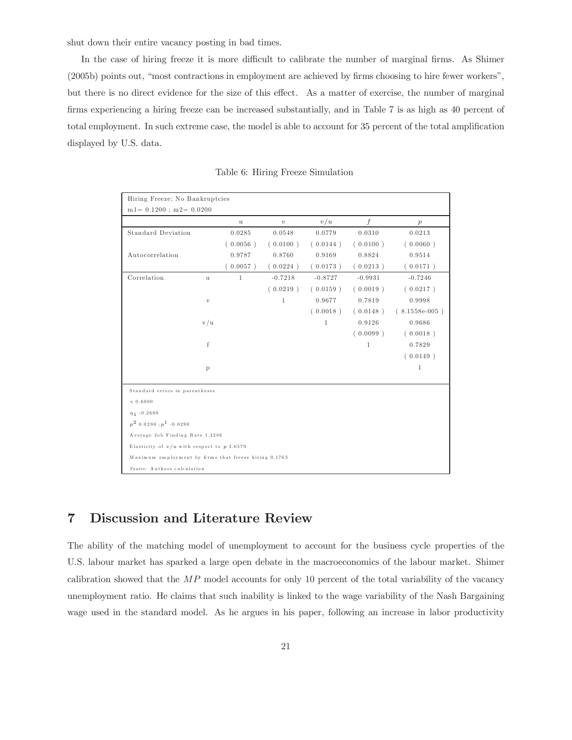shut down their entire vacancy posting in bad times.

In the case of hiring freeze it is more difficult to calibrate the number of marginal firms. As Shimer (2005b) points out, "most contractions in employment are achieved by firms choosing to hire fewer workers", but there is no direct evidence for the size of this effect. As a matter of exercise, the number of marginal firms experiencing a hiring freeze can be increased substantially, and in Table 7 is as high as 40 percent of total employment. In such extreme case, the model is able to account for 35 percent of the total amplification displayed by U.S. data.

Table 6: Hiring Freeze Simulation

| Hiring Freeze; No Bankruptcies m1= 0.1200 ; m2= 0.0200 | | | | | | |
|---|---|---|---|---|---|---|
| | | $u$ | $v$ | $v/u$ | $f$ | $p$ |
| Standard Deviation | | 0.0285 | 0.0548 | 0.0779 | 0.0310 | 0.0213 |
| | | ( 0.0056 ) | ( 0.0100 ) | ( 0.0144 ) | ( 0.0100 ) | ( 0.0060 ) |
| Autocorrelation | | 0.9787 | 0.8760 | 0.9169 | 0.8824 | 0.9514 |
| | | ( 0.0057 ) | ( 0.0224 ) | ( 0.0173 ) | ( 0.0213 ) | ( 0.0171 ) |
| Correlation | u | 1 | -0.7218 | -0.8727 | -0.9931 | -0.7246 |
| | | | ( 0.0219 ) | ( 0.0159 ) | ( 0.0019 ) | ( 0.0217 ) |
| | v | | 1 | 0.9677 | 0.7819 | 0.9998 |
| | | | | ( 0.0018 ) | ( 0.0148 ) | ( 8.1558e-005 ) |
| | v/u | | | 1 | 0.9126 | 0.9686 |
| | | | | | ( 0.0099 ) | ( 0.0018 ) |
| | f | | | | 1 | 0.7829 |
| | | | | | | ( 0.0149 ) |
| | p | | | | | 1 |

Standard errors in parentheses

$\gamma$ 0.6000

$\eta_1$ -0.2600

$p^2$ 0.0290 ; $p^1$ -0.0290

Average Job Finding Rate 1.4286

Elasticity of $v/u$ with respect to $p$ 3.6579

Maximum employment by firms that freeze hiring 0.1763

*Source:* Authors calculation

# 7 Discussion and Literature Review

The ability of the matching model of unemployment to account for the business cycle properties of the U.S. labour market has sparked a large open debate in the macroeconomics of the labour market. Shimer calibration showed that the $MP$ model accounts for only 10 percent of the total variability of the vacancy unemployment ratio. He claims that such inability is linked to the wage variability of the Nash Bargaining wage used in the standard model. As he argues in his paper, following an increase in labor productivity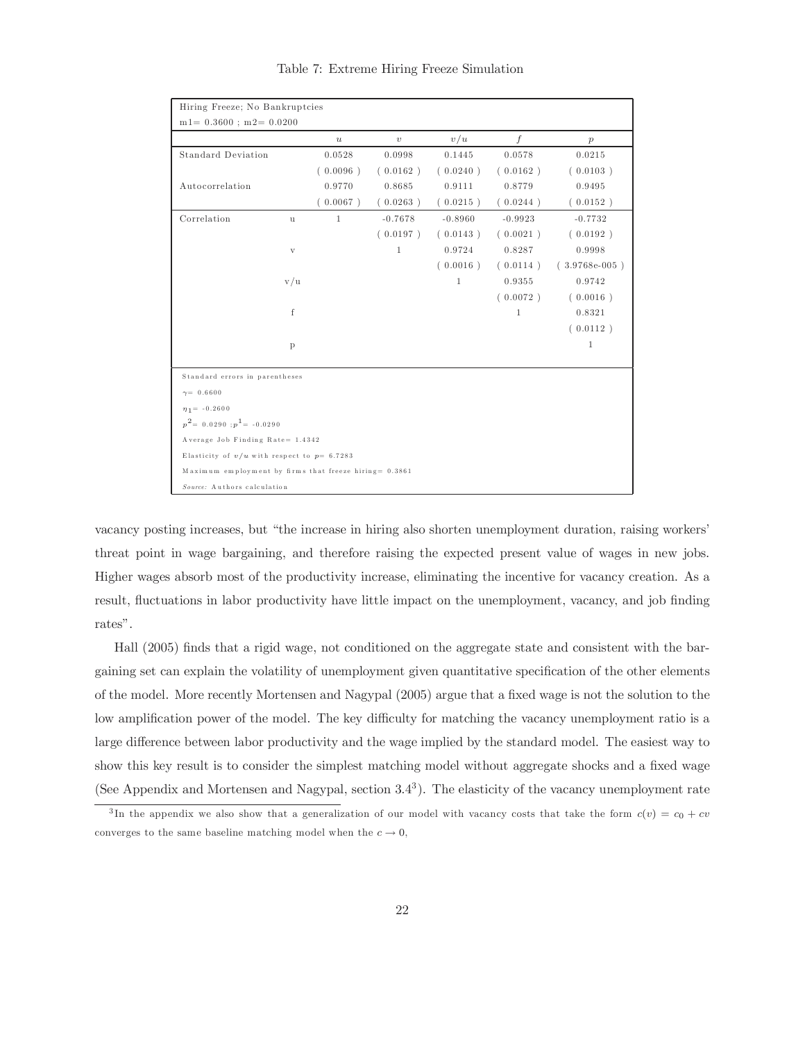Table 7: Extreme Hiring Freeze Simulation

| Hiring Freeze; No Bankruptcies m1= 0.3600 ; m2= 0.0200 | | | | | | |
|---|---|---|---|---|---|---|
| | | $u$ | $v$ | $v/u$ | $f$ | $p$ |
| Standard Deviation | | 0.0528 | 0.0998 | 0.1445 | 0.0578 | 0.0215 |
| | | ( 0.0096 ) | ( 0.0162 ) | ( 0.0240 ) | ( 0.0162 ) | ( 0.0103 ) |
| Autocorrelation | | 0.9770 | 0.8685 | 0.9111 | 0.8779 | 0.9495 |
| | | ( 0.0067 ) | ( 0.0263 ) | ( 0.0215 ) | ( 0.0244 ) | ( 0.0152 ) |
| Correlation | u | 1 | -0.7678 | -0.8960 | -0.9923 | -0.7732 |
| | | | ( 0.0197 ) | ( 0.0143 ) | ( 0.0021 ) | ( 0.0192 ) |
| | v | | 1 | 0.9724 | 0.8287 | 0.9998 |
| | | | | ( 0.0016 ) | ( 0.0114 ) | ( 3.9768e-005 ) |
| | v/u | | | 1 | 0.9355 | 0.9742 |
| | | | | | ( 0.0072 ) | ( 0.0016 ) |
| | f | | | | 1 | 0.8321 |
| | | | | | | ( 0.0112 ) |
| | p | | | | | 1 |

Standard errors in parentheses

$\gamma = 0.6600$

$\eta_1 = -0.2600$

$p^2 = 0.0290$ ; $p^1 = -0.0290$

Average Job Finding Rate= 1.4342

Elasticity of $v/u$ with respect to $p$= 6.7283

Maximum employment by firms that freeze hiring= 0.3861

*Source:* Authors calculation

vacancy posting increases, but "the increase in hiring also shorten unemployment duration, raising workers' threat point in wage bargaining, and therefore raising the expected present value of wages in new jobs. Higher wages absorb most of the productivity increase, eliminating the incentive for vacancy creation. As a result, fluctuations in labor productivity have little impact on the unemployment, vacancy, and job finding rates".

Hall (2005) finds that a rigid wage, not conditioned on the aggregate state and consistent with the bargaining set can explain the volatility of unemployment given quantitative specification of the other elements of the model. More recently Mortensen and Nagypal (2005) argue that a fixed wage is not the solution to the low amplification power of the model. The key difficulty for matching the vacancy unemployment ratio is a large difference between labor productivity and the wage implied by the standard model. The easiest way to show this key result is to consider the simplest matching model without aggregate shocks and a fixed wage (See Appendix and Mortensen and Nagypal, section 3.4[3]). The elasticity of the vacancy unemployment rate

[3] In the appendix we also show that a generalization of our model with vacancy costs that take the form $c(v) = c_0 + cv$ converges to the same baseline matching model when the $c \rightarrow 0$,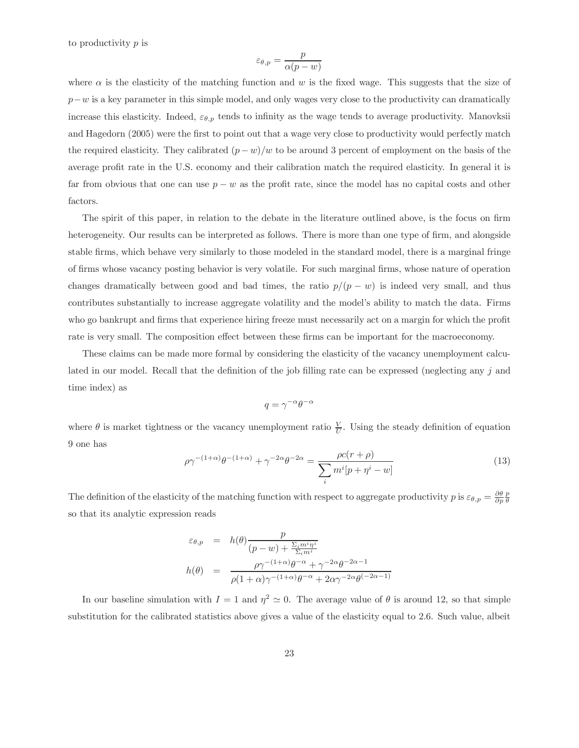to productivity $p$ is

$$\varepsilon_{\theta,p} = \frac{p}{\alpha(p-w)}$$

where $\alpha$ is the elasticity of the matching function and $w$ is the fixed wage. This suggests that the size of $p-w$ is a key parameter in this simple model, and only wages very close to the productivity can dramatically increase this elasticity. Indeed, $\varepsilon_{\theta,p}$ tends to infinity as the wage tends to average productivity. Manovksii and Hagedorn (2005) were the first to point out that a wage very close to productivity would perfectly match the required elasticity. They calibrated $(p-w)/w$ to be around 3 percent of employment on the basis of the average profit rate in the U.S. economy and their calibration match the required elasticity. In general it is far from obvious that one can use $p-w$ as the profit rate, since the model has no capital costs and other factors.

The spirit of this paper, in relation to the debate in the literature outlined above, is the focus on firm heterogeneity. Our results can be interpreted as follows. There is more than one type of firm, and alongside stable firms, which behave very similarly to those modeled in the standard model, there is a marginal fringe of firms whose vacancy posting behavior is very volatile. For such marginal firms, whose nature of operation changes dramatically between good and bad times, the ratio $p/(p-w)$ is indeed very small, and thus contributes substantially to increase aggregate volatility and the model's ability to match the data. Firms who go bankrupt and firms that experience hiring freeze must necessarily act on a margin for which the profit rate is very small. The composition effect between these firms can be important for the macroeconomy.

These claims can be made more formal by considering the elasticity of the vacancy unemployment calculated in our model. Recall that the definition of the job filling rate can be expressed (neglecting any $j$ and time index) as

$$q = \gamma^{-\alpha}\theta^{-\alpha}$$

where $\theta$ is market tightness or the vacancy unemployment ratio $\frac{V}{U}$. Using the steady definition of equation 9 one has

$$\rho\gamma^{-(1+\alpha)}\theta^{-(1+\alpha)} + \gamma^{-2\alpha}\theta^{-2\alpha} = \frac{\rho c(r+\rho)}{\sum_i m^i[p+\eta^i - w]} \tag{13}$$

The definition of the elasticity of the matching function with respect to aggregate productivity $p$ is $\varepsilon_{\theta,p} = \frac{\partial\theta}{\partial p}\frac{p}{\theta}$ so that its analytic expression reads

$$\begin{aligned}
\varepsilon_{\theta,p} &= h(\theta)\frac{p}{(p-w) + \frac{\Sigma_i m^i \eta^i}{\Sigma_i m^i}} \\
h(\theta) &= \frac{\rho\gamma^{-(1+\alpha)}\theta^{-\alpha} + \gamma^{-2\alpha}\theta^{-2\alpha-1}}{\rho(1+\alpha)\gamma^{-(1+\alpha)}\theta^{-\alpha} + 2\alpha\gamma^{-2\alpha}\theta^{(-2\alpha-1)}}
\end{aligned}$$

In our baseline simulation with $I = 1$ and $\eta^2 \simeq 0$. The average value of $\theta$ is around 12, so that simple substitution for the calibrated statistics above gives a value of the elasticity equal to 2.6. Such value, albeit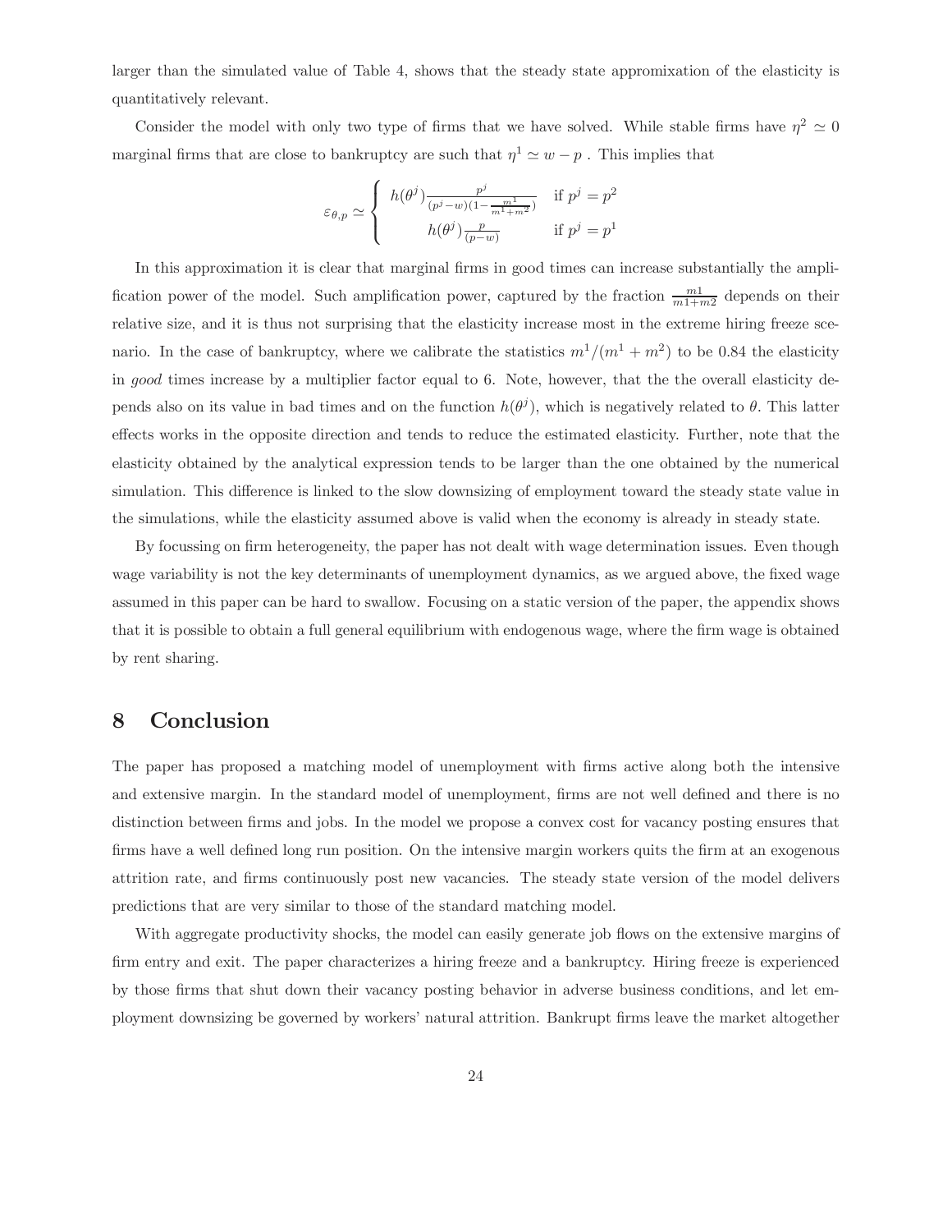larger than the simulated value of Table 4, shows that the steady state appromixation of the elasticity is quantitatively relevant.

Consider the model with only two type of firms that we have solved. While stable firms have $\eta^2 \simeq 0$ marginal firms that are close to bankruptcy are such that $\eta^1 \simeq w - p$ . This implies that

$$\varepsilon_{\theta,p} \simeq \begin{cases} h(\theta^j)\frac{p^j}{(p^j-w)(1-\frac{m^1}{m^1+m^2})} & \text{if } p^j = p^2 \\ h(\theta^j)\frac{p}{(p-w)} & \text{if } p^j = p^1 \end{cases}$$

In this approximation it is clear that marginal firms in good times can increase substantially the amplification power of the model. Such amplification power, captured by the fraction $\frac{m1}{m1+m2}$ depends on their relative size, and it is thus not surprising that the elasticity increase most in the extreme hiring freeze scenario. In the case of bankruptcy, where we calibrate the statistics $m^1/(m^1 + m^2)$ to be 0.84 the elasticity in *good* times increase by a multiplier factor equal to 6. Note, however, that the the overall elasticity depends also on its value in bad times and on the function $h(\theta^j)$, which is negatively related to $\theta$. This latter effects works in the opposite direction and tends to reduce the estimated elasticity. Further, note that the elasticity obtained by the analytical expression tends to be larger than the one obtained by the numerical simulation. This difference is linked to the slow downsizing of employment toward the steady state value in the simulations, while the elasticity assumed above is valid when the economy is already in steady state.

By focussing on firm heterogeneity, the paper has not dealt with wage determination issues. Even though wage variability is not the key determinants of unemployment dynamics, as we argued above, the fixed wage assumed in this paper can be hard to swallow. Focusing on a static version of the paper, the appendix shows that it is possible to obtain a full general equilibrium with endogenous wage, where the firm wage is obtained by rent sharing.

# 8 Conclusion

The paper has proposed a matching model of unemployment with firms active along both the intensive and extensive margin. In the standard model of unemployment, firms are not well defined and there is no distinction between firms and jobs. In the model we propose a convex cost for vacancy posting ensures that firms have a well defined long run position. On the intensive margin workers quits the firm at an exogenous attrition rate, and firms continuously post new vacancies. The steady state version of the model delivers predictions that are very similar to those of the standard matching model.

With aggregate productivity shocks, the model can easily generate job flows on the extensive margins of firm entry and exit. The paper characterizes a hiring freeze and a bankruptcy. Hiring freeze is experienced by those firms that shut down their vacancy posting behavior in adverse business conditions, and let employment downsizing be governed by workers' natural attrition. Bankrupt firms leave the market altogether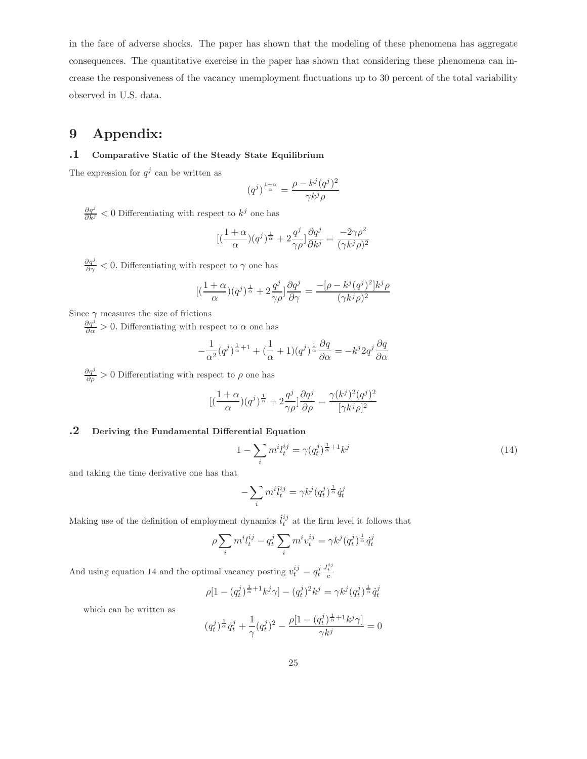in the face of adverse shocks. The paper has shown that the modeling of these phenomena has aggregate consequences. The quantitative exercise in the paper has shown that considering these phenomena can increase the responsiveness of the vacancy unemployment fluctuations up to 30 percent of the total variability observed in U.S. data.

# 9 Appendix:

### .1 Comparative Static of the Steady State Equilibrium

The expression for $q^j$ can be written as

$$(q^j)^{\frac{1+\alpha}{\alpha}} = \frac{\rho - k^j (q^j)^2}{\gamma k^j \rho}$$

$\frac{\partial q^j}{\partial k^j} < 0$ Differentiating with respect to $k^j$ one has

$$[(\frac{1+\alpha}{\alpha})(q^j)^{\frac{1}{\alpha}} + 2\frac{q^j}{\gamma\rho}]\frac{\partial q^j}{\partial k^j} = \frac{-2\gamma\rho^2}{(\gamma k^j \rho)^2}$$

$\frac{\partial q^j}{\partial \gamma} < 0$. Differentiating with respect to $\gamma$ one has

$$[(\frac{1+\alpha}{\alpha})(q^j)^{\frac{1}{\alpha}} + 2\frac{q^j}{\gamma\rho}]\frac{\partial q^j}{\partial \gamma} = \frac{-[\rho - k^j(q^j)^2]k^j\rho}{(\gamma k^j \rho)^2}$$

Since $\gamma$ measures the size of frictions

$\frac{\partial q^j}{\partial \alpha} > 0$. Differentiating with respect to $\alpha$ one has

$$-\frac{1}{\alpha^2}(q^j)^{\frac{1}{\alpha}+1} + (\frac{1}{\alpha}+1)(q^j)^{\frac{1}{\alpha}}\frac{\partial q}{\partial \alpha} = -k^j 2q^j \frac{\partial q}{\partial \alpha}$$

$\frac{\partial q^j}{\partial \rho} > 0$ Differentiating with respect to $\rho$ one has

$$[(\frac{1+\alpha}{\alpha})(q^j)^{\frac{1}{\alpha}} + 2\frac{q^j}{\gamma\rho}]\frac{\partial q^j}{\partial \rho} = \frac{\gamma(k^j)^2(q^j)^2}{[\gamma k^j \rho]^2}$$

### .2 Deriving the Fundamental Differential Equation

$$1 - \sum_i m^i l_t^{ij} = \gamma(q_t^j)^{\frac{1}{\alpha}+1}k^j \tag{14}$$

and taking the time derivative one has that

$$-\sum_i m^i \dot{l}_t^{ij} = \gamma k^j (q_t^j)^{\frac{1}{\alpha}}\dot{q}_t^j$$

Making use of the definition of employment dynamics $\dot{l}_t^{ij}$ at the firm level it follows that

$$\rho \sum_i m^i l_t^{ij} - q_t^j \sum_i m^i v_t^{ij} = \gamma k^j (q_t^j)^{\frac{1}{\alpha}}\dot{q}_t^j$$

And using equation 14 and the optimal vacancy posting $v_t^{ij} = q_t^j \frac{J_t^{ij}}{c}$

$$\rho[1 - (q_t^j)^{\frac{1}{\alpha}+1}k^j\gamma] - (q_t^j)^2 k^j = \gamma k^j (q_t^j)^{\frac{1}{\alpha}}\dot{q}_t^j$$

which can be written as

$$(q_t^j)^{\frac{1}{\alpha}}\dot{q}_t^j + \frac{1}{\gamma}(q_t^j)^2 - \frac{\rho[1 - (q_t^j)^{\frac{1}{\alpha}+1}k^j\gamma]}{\gamma k^j} = 0$$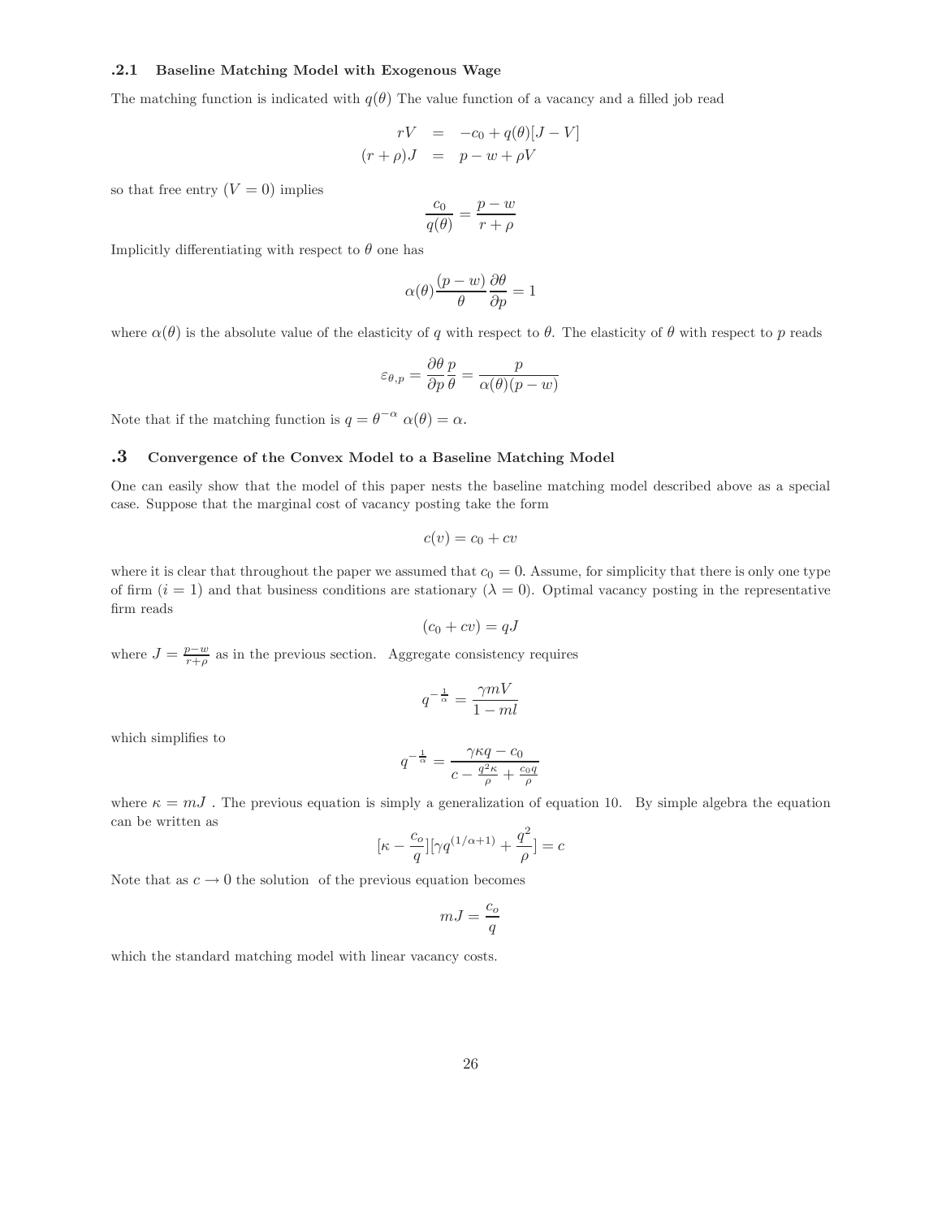### .2.1 Baseline Matching Model with Exogenous Wage

The matching function is indicated with $q(\theta)$ The value function of a vacancy and a filled job read

$$\begin{aligned}
rV &= -c_0 + q(\theta)[J - V] \\
(r+\rho)J &= p - w + \rho V
\end{aligned}$$

so that free entry ($V = 0$) implies

$$\frac{c_0}{q(\theta)} = \frac{p-w}{r+\rho}$$

Implicitly differentiating with respect to $\theta$ one has

$$\alpha(\theta)\frac{(p-w)}{\theta}\frac{\partial \theta}{\partial p} = 1$$

where $\alpha(\theta)$ is the absolute value of the elasticity of $q$ with respect to $\theta$. The elasticity of $\theta$ with respect to $p$ reads

$$\varepsilon_{\theta,p} = \frac{\partial \theta}{\partial p}\frac{p}{\theta} = \frac{p}{\alpha(\theta)(p-w)}$$

Note that if the matching function is $q = \theta^{-\alpha}$ $\alpha(\theta) = \alpha$.

## .3 Convergence of the Convex Model to a Baseline Matching Model

One can easily show that the model of this paper nests the baseline matching model described above as a special case. Suppose that the marginal cost of vacancy posting take the form

$$c(v) = c_0 + cv$$

where it is clear that throughout the paper we assumed that $c_0 = 0$. Assume, for simplicity that there is only one type of firm ($i = 1$) and that business conditions are stationary ($\lambda = 0$). Optimal vacancy posting in the representative firm reads

$$(c_0 + cv) = qJ$$

where $J = \frac{p-w}{r+\rho}$ as in the previous section. Aggregate consistency requires

$$q^{-\frac{1}{\alpha}} = \frac{\gamma m V}{1 - ml}$$

which simplifies to

$$q^{-\frac{1}{\alpha}} = \frac{\gamma \kappa q - c_0}{c - \frac{q^2 \kappa}{\rho} + \frac{c_0 q}{\rho}}$$

where $\kappa = mJ$ . The previous equation is simply a generalization of equation 10. By simple algebra the equation can be written as

$$[\kappa - \frac{c_o}{q}][\gamma q^{(1/\alpha+1)} + \frac{q^2}{\rho}] = c$$

Note that as $c \to 0$ the solution of the previous equation becomes

$$mJ = \frac{c_o}{q}$$

which the standard matching model with linear vacancy costs.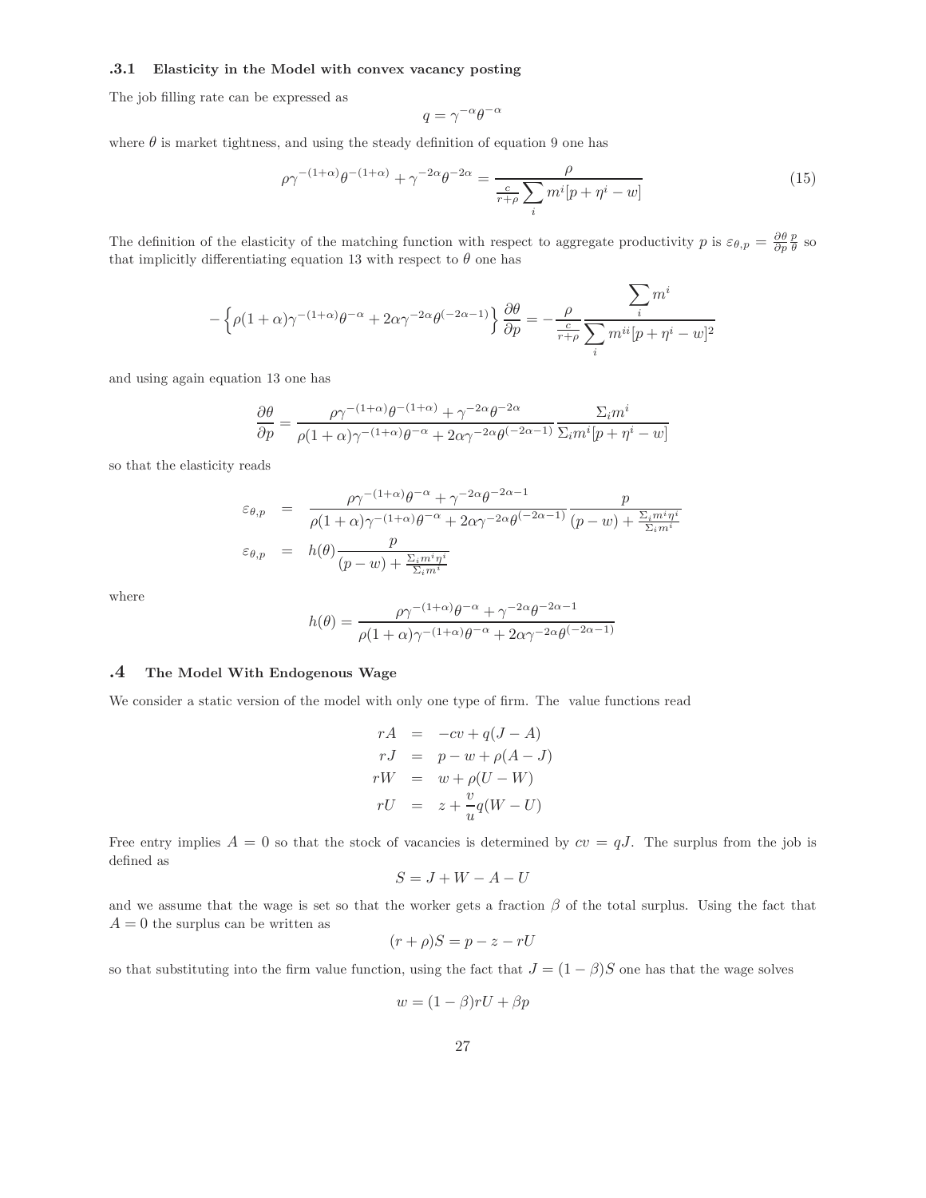### .3.1 Elasticity in the Model with convex vacancy posting

The job filling rate can be expressed as

$$q = \gamma^{-\alpha}\theta^{-\alpha}$$

where $\theta$ is market tightness, and using the steady definition of equation 9 one has

$$\rho\gamma^{-(1+\alpha)}\theta^{-(1+\alpha)} + \gamma^{-2\alpha}\theta^{-2\alpha} = \frac{\rho}{\frac{c}{r+\rho}\sum_i m^i[p + \eta^i - w]} \tag{15}$$

The definition of the elasticity of the matching function with respect to aggregate productivity $p$ is $\varepsilon_{\theta,p} = \frac{\partial \theta}{\partial p}\frac{p}{\theta}$ so that implicitly differentiating equation 13 with respect to $\theta$ one has

$$-\left\{\rho(1+\alpha)\gamma^{-(1+\alpha)}\theta^{-\alpha} + 2\alpha\gamma^{-2\alpha}\theta^{(-2\alpha-1)}\right\}\frac{\partial \theta}{\partial p} = -\frac{\rho}{\frac{c}{r+\rho}}\frac{\sum_i m^i}{\sum_i m^{ii}[p + \eta^i - w]^2}$$

and using again equation 13 one has

$$\frac{\partial \theta}{\partial p} = \frac{\rho\gamma^{-(1+\alpha)}\theta^{-(1+\alpha)} + \gamma^{-2\alpha}\theta^{-2\alpha}}{\rho(1+\alpha)\gamma^{-(1+\alpha)}\theta^{-\alpha} + 2\alpha\gamma^{-2\alpha}\theta^{(-2\alpha-1)}}\frac{\Sigma_i m^i}{\Sigma_i m^i[p + \eta^i - w]}$$

so that the elasticity reads

$$\begin{aligned}
\varepsilon_{\theta,p} &= \frac{\rho\gamma^{-(1+\alpha)}\theta^{-\alpha} + \gamma^{-2\alpha}\theta^{-2\alpha-1}}{\rho(1+\alpha)\gamma^{-(1+\alpha)}\theta^{-\alpha} + 2\alpha\gamma^{-2\alpha}\theta^{(-2\alpha-1)}}\frac{p}{(p-w) + \frac{\Sigma_i m^i\eta^i}{\Sigma_i m^i}} \\
\varepsilon_{\theta,p} &= h(\theta)\frac{p}{(p-w) + \frac{\Sigma_i m^i\eta^i}{\Sigma_i m^i}}
\end{aligned}$$

where

$$h(\theta) = \frac{\rho\gamma^{-(1+\alpha)}\theta^{-\alpha} + \gamma^{-2\alpha}\theta^{-2\alpha-1}}{\rho(1+\alpha)\gamma^{-(1+\alpha)}\theta^{-\alpha} + 2\alpha\gamma^{-2\alpha}\theta^{(-2\alpha-1)}}$$

## .4 The Model With Endogenous Wage

We consider a static version of the model with only one type of firm. The value functions read

$$\begin{aligned}
rA &= -cv + q(J - A) \\
rJ &= p - w + \rho(A - J) \\
rW &= w + \rho(U - W) \\
rU &= z + \frac{v}{u}q(W - U)
\end{aligned}$$

Free entry implies $A = 0$ so that the stock of vacancies is determined by $cv = qJ$. The surplus from the job is defined as

$$S = J + W - A - U$$

and we assume that the wage is set so that the worker gets a fraction $\beta$ of the total surplus. Using the fact that $A = 0$ the surplus can be written as

$$(r + \rho)S = p - z - rU$$

so that substituting into the firm value function, using the fact that $J = (1-\beta)S$ one has that the wage solves

$$w = (1-\beta)rU + \beta p$$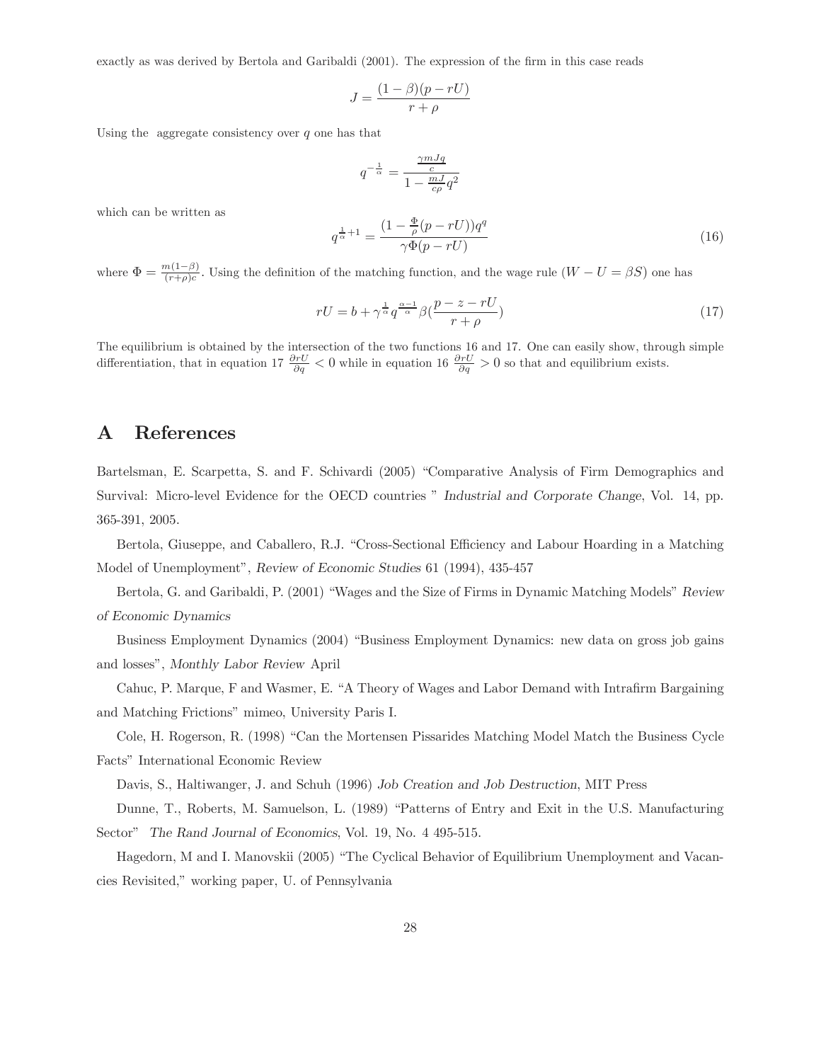exactly as was derived by Bertola and Garibaldi (2001). The expression of the firm in this case reads

$$J = \frac{(1-\beta)(p - rU)}{r + \rho}$$

Using the aggregate consistency over $q$ one has that

$$q^{-\frac{1}{\alpha}} = \frac{\frac{\gamma m J q}{c}}{1 - \frac{mJ}{c\rho} q^2}$$

which can be written as

$$q^{\frac{1}{\alpha}+1} = \frac{(1 - \frac{\Phi}{\rho}(p - rU))q^q}{\gamma \Phi (p - rU)} \tag{16}$$

where $\Phi = \frac{m(1-\beta)}{(r+\rho)c}$. Using the definition of the matching function, and the wage rule ($W - U = \beta S$) one has

$$rU = b + \gamma^{\frac{1}{\alpha}} q^{\frac{\alpha-1}{\alpha}} \beta (\frac{p - z - rU}{r + \rho}) \tag{17}$$

The equilibrium is obtained by the intersection of the two functions 16 and 17. One can easily show, through simple differentiation, that in equation 17 $\frac{\partial rU}{\partial q} < 0$ while in equation 16 $\frac{\partial rU}{\partial q} > 0$ so that and equilibrium exists.

# A References

Bartelsman, E. Scarpetta, S. and F. Schivardi (2005) "Comparative Analysis of Firm Demographics and Survival: Micro-level Evidence for the OECD countries " *Industrial and Corporate Change*, Vol. 14, pp. 365-391, 2005.

Bertola, Giuseppe, and Caballero, R.J. "Cross-Sectional Efficiency and Labour Hoarding in a Matching Model of Unemployment", *Review of Economic Studies* 61 (1994), 435-457

Bertola, G. and Garibaldi, P. (2001) "Wages and the Size of Firms in Dynamic Matching Models" *Review of Economic Dynamics*

Business Employment Dynamics (2004) "Business Employment Dynamics: new data on gross job gains and losses", *Monthly Labor Review* April

Cahuc, P. Marque, F and Wasmer, E. "A Theory of Wages and Labor Demand with Intrafirm Bargaining and Matching Frictions" mimeo, University Paris I.

Cole, H. Rogerson, R. (1998) "Can the Mortensen Pissarides Matching Model Match the Business Cycle Facts" International Economic Review

Davis, S., Haltiwanger, J. and Schuh (1996) *Job Creation and Job Destruction*, MIT Press

Dunne, T., Roberts, M. Samuelson, L. (1989) "Patterns of Entry and Exit in the U.S. Manufacturing Sector" *The Rand Journal of Economics*, Vol. 19, No. 4 495-515.

Hagedorn, M and I. Manovskii (2005) "The Cyclical Behavior of Equilibrium Unemployment and Vacancies Revisited," working paper, U. of Pennsylvania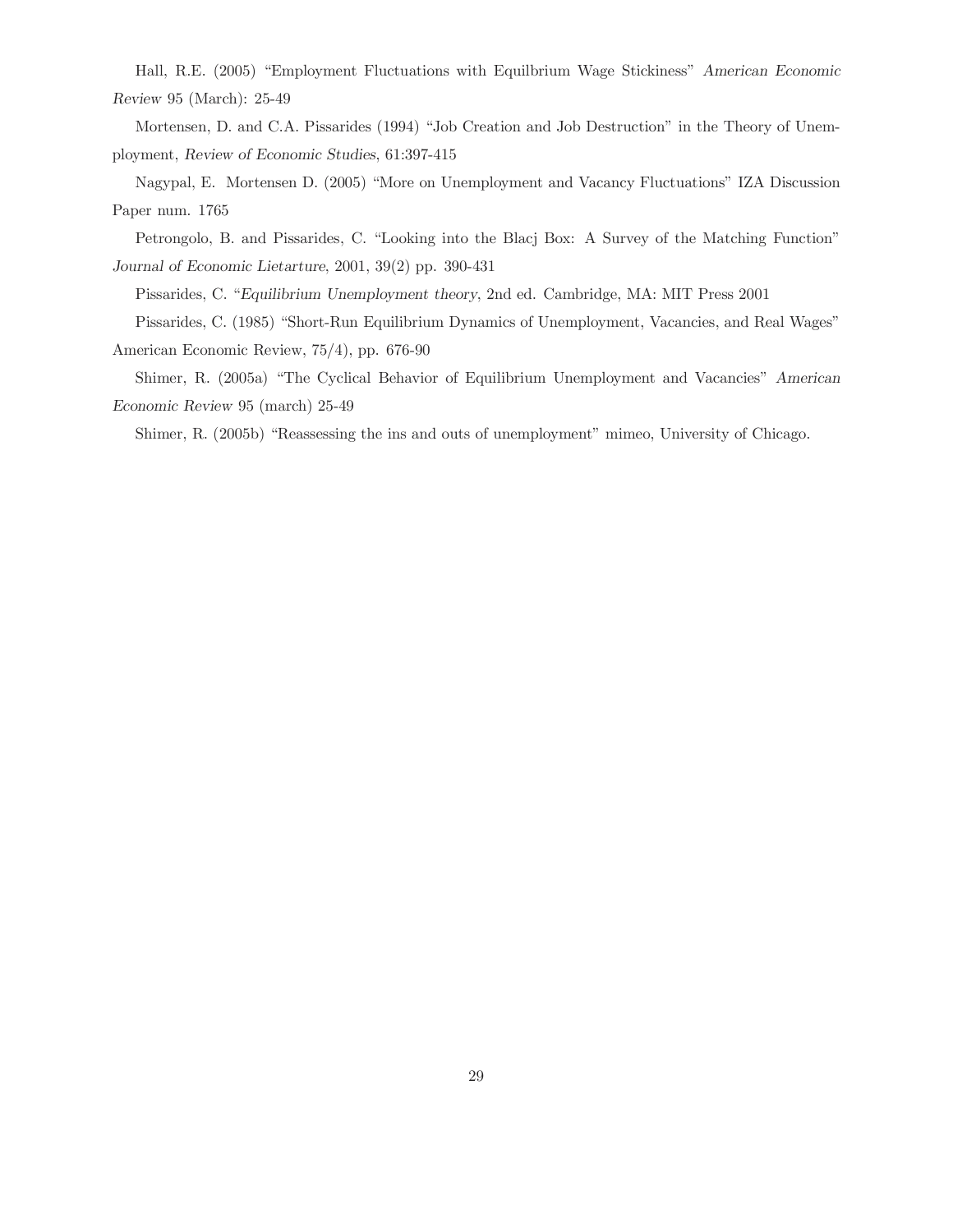Hall, R.E. (2005) "Employment Fluctuations with Equilbrium Wage Stickiness" *American Economic Review* 95 (March): 25-49

Mortensen, D. and C.A. Pissarides (1994) "Job Creation and Job Destruction" in the Theory of Unemployment, *Review of Economic Studies*, 61:397-415

Nagypal, E. Mortensen D. (2005) "More on Unemployment and Vacancy Fluctuations" IZA Discussion Paper num. 1765

Petrongolo, B. and Pissarides, C. "Looking into the Blacj Box: A Survey of the Matching Function" *Journal of Economic Lietarture*, 2001, 39(2) pp. 390-431

Pissarides, C. "*Equilibrium Unemployment theory*, 2nd ed. Cambridge, MA: MIT Press 2001

Pissarides, C. (1985) "Short-Run Equilibrium Dynamics of Unemployment, Vacancies, and Real Wages" American Economic Review, 75/4), pp. 676-90

Shimer, R. (2005a) "The Cyclical Behavior of Equilibrium Unemployment and Vacancies" *American Economic Review* 95 (march) 25-49

Shimer, R. (2005b) "Reassessing the ins and outs of unemployment" mimeo, University of Chicago.